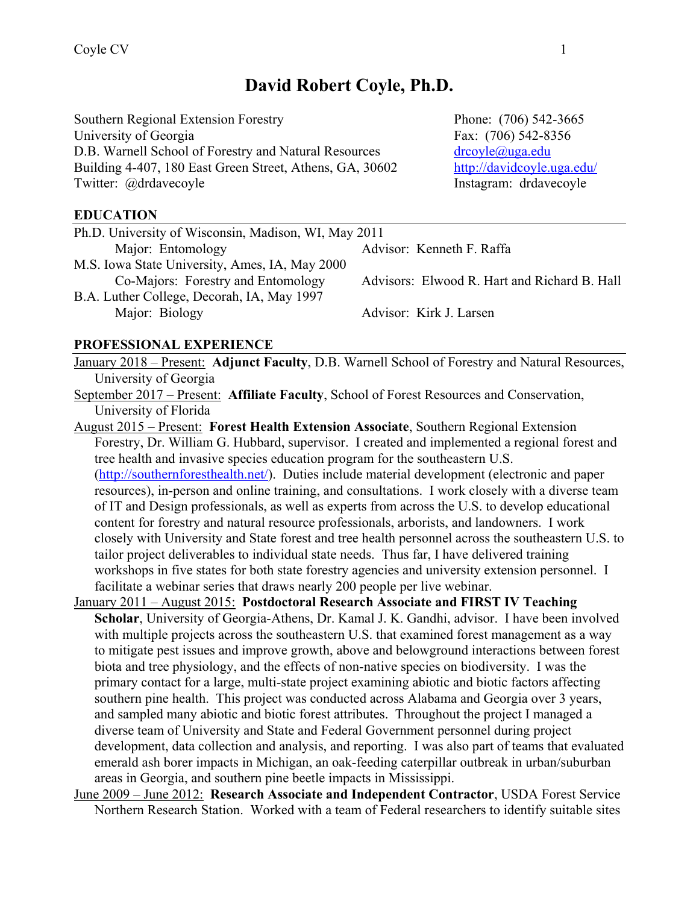# David Robert Coyle, Ph.D.

Southern Regional Extension Forestry
University of Georgia
D.B. Warnell School of Forestry and Natural Resources
Building 4-407, 180 East Green Street, Athens, GA, 30602
Twitter: @drdavecoyle

Phone: (706) 542-3665
Fax: (706) 542-8356
drcoyle@uga.edu
http://davidcoyle.uga.edu/
Instagram: drdavecoyle

## EDUCATION

Ph.D. University of Wisconsin, Madison, WI, May 2011
Major: Entomology — Advisor: Kenneth F. Raffa

M.S. Iowa State University, Ames, IA, May 2000
Co-Majors: Forestry and Entomology — Advisors: Elwood R. Hart and Richard B. Hall

B.A. Luther College, Decorah, IA, May 1997
Major: Biology — Advisor: Kirk J. Larsen

## PROFESSIONAL EXPERIENCE

January 2018 – Present: **Adjunct Faculty**, D.B. Warnell School of Forestry and Natural Resources, University of Georgia

September 2017 – Present: **Affiliate Faculty**, School of Forest Resources and Conservation, University of Florida

August 2015 – Present: **Forest Health Extension Associate**, Southern Regional Extension Forestry, Dr. William G. Hubbard, supervisor. I created and implemented a regional forest and tree health and invasive species education program for the southeastern U.S. (http://southernforesthealth.net/). Duties include material development (electronic and paper resources), in-person and online training, and consultations. I work closely with a diverse team of IT and Design professionals, as well as experts from across the U.S. to develop educational content for forestry and natural resource professionals, arborists, and landowners. I work closely with University and State forest and tree health personnel across the southeastern U.S. to tailor project deliverables to individual state needs. Thus far, I have delivered training workshops in five states for both state forestry agencies and university extension personnel. I facilitate a webinar series that draws nearly 200 people per live webinar.

January 2011 – August 2015: **Postdoctoral Research Associate and FIRST IV Teaching Scholar**, University of Georgia-Athens, Dr. Kamal J. K. Gandhi, advisor. I have been involved with multiple projects across the southeastern U.S. that examined forest management as a way to mitigate pest issues and improve growth, above and belowground interactions between forest biota and tree physiology, and the effects of non-native species on biodiversity. I was the primary contact for a large, multi-state project examining abiotic and biotic factors affecting southern pine health. This project was conducted across Alabama and Georgia over 3 years, and sampled many abiotic and biotic forest attributes. Throughout the project I managed a diverse team of University and State and Federal Government personnel during project development, data collection and analysis, and reporting. I was also part of teams that evaluated emerald ash borer impacts in Michigan, an oak-feeding caterpillar outbreak in urban/suburban areas in Georgia, and southern pine beetle impacts in Mississippi.

June 2009 – June 2012: **Research Associate and Independent Contractor**, USDA Forest Service Northern Research Station. Worked with a team of Federal researchers to identify suitable sites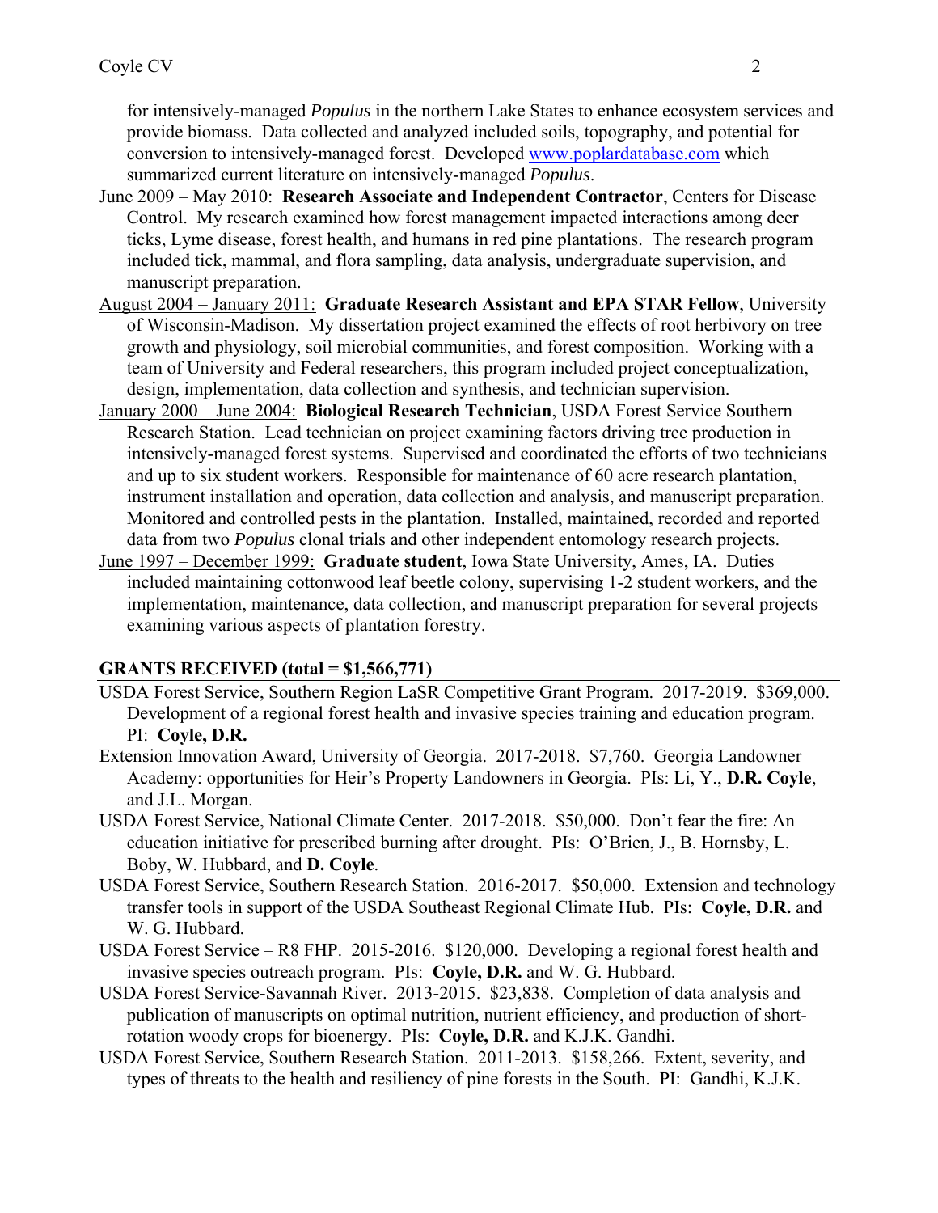for intensively-managed *Populus* in the northern Lake States to enhance ecosystem services and provide biomass. Data collected and analyzed included soils, topography, and potential for conversion to intensively-managed forest. Developed [www.poplardatabase.com](www.poplardatabase.com) which summarized current literature on intensively-managed *Populus*.

June 2009 – May 2010: **Research Associate and Independent Contractor**, Centers for Disease Control. My research examined how forest management impacted interactions among deer ticks, Lyme disease, forest health, and humans in red pine plantations. The research program included tick, mammal, and flora sampling, data analysis, undergraduate supervision, and manuscript preparation.

August 2004 – January 2011: **Graduate Research Assistant and EPA STAR Fellow**, University of Wisconsin-Madison. My dissertation project examined the effects of root herbivory on tree growth and physiology, soil microbial communities, and forest composition. Working with a team of University and Federal researchers, this program included project conceptualization, design, implementation, data collection and synthesis, and technician supervision.

January 2000 – June 2004: **Biological Research Technician**, USDA Forest Service Southern Research Station. Lead technician on project examining factors driving tree production in intensively-managed forest systems. Supervised and coordinated the efforts of two technicians and up to six student workers. Responsible for maintenance of 60 acre research plantation, instrument installation and operation, data collection and analysis, and manuscript preparation. Monitored and controlled pests in the plantation. Installed, maintained, recorded and reported data from two *Populus* clonal trials and other independent entomology research projects.

June 1997 – December 1999: **Graduate student**, Iowa State University, Ames, IA. Duties included maintaining cottonwood leaf beetle colony, supervising 1-2 student workers, and the implementation, maintenance, data collection, and manuscript preparation for several projects examining various aspects of plantation forestry.

## GRANTS RECEIVED (total = $1,566,771)

USDA Forest Service, Southern Region LaSR Competitive Grant Program. 2017-2019. $369,000. Development of a regional forest health and invasive species training and education program. PI: **Coyle, D.R.**

Extension Innovation Award, University of Georgia. 2017-2018. $7,760. Georgia Landowner Academy: opportunities for Heir's Property Landowners in Georgia. PIs: Li, Y., **D.R. Coyle**, and J.L. Morgan.

USDA Forest Service, National Climate Center. 2017-2018. $50,000. Don't fear the fire: An education initiative for prescribed burning after drought. PIs: O'Brien, J., B. Hornsby, L. Boby, W. Hubbard, and **D. Coyle**.

USDA Forest Service, Southern Research Station. 2016-2017. $50,000. Extension and technology transfer tools in support of the USDA Southeast Regional Climate Hub. PIs: **Coyle, D.R.** and W. G. Hubbard.

USDA Forest Service – R8 FHP. 2015-2016. $120,000. Developing a regional forest health and invasive species outreach program. PIs: **Coyle, D.R.** and W. G. Hubbard.

USDA Forest Service-Savannah River. 2013-2015. $23,838. Completion of data analysis and publication of manuscripts on optimal nutrition, nutrient efficiency, and production of short-rotation woody crops for bioenergy. PIs: **Coyle, D.R.** and K.J.K. Gandhi.

USDA Forest Service, Southern Research Station. 2011-2013. $158,266. Extent, severity, and types of threats to the health and resiliency of pine forests in the South. PI: Gandhi, K.J.K.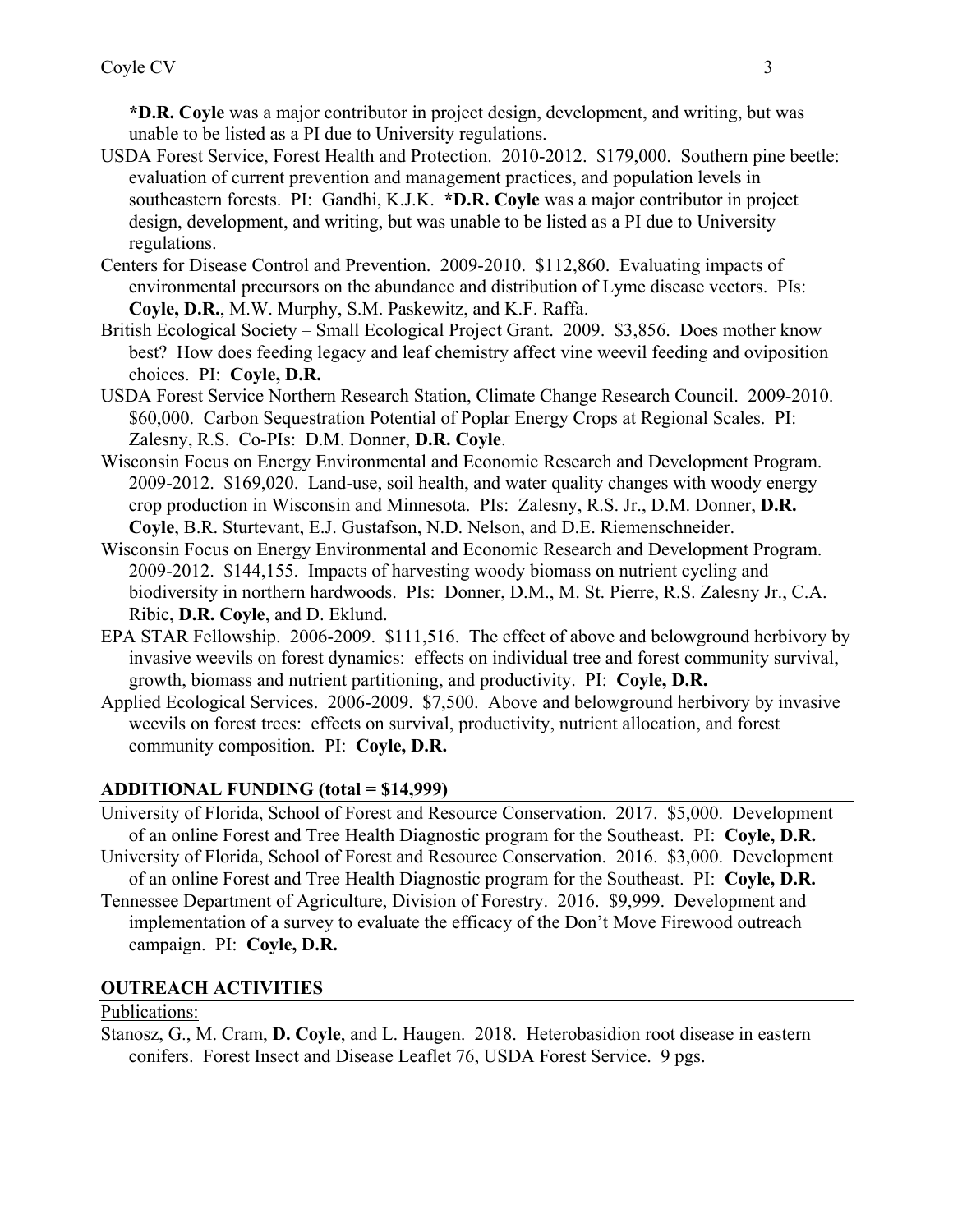**\*D.R. Coyle** was a major contributor in project design, development, and writing, but was unable to be listed as a PI due to University regulations.

USDA Forest Service, Forest Health and Protection. 2010-2012. $179,000. Southern pine beetle: evaluation of current prevention and management practices, and population levels in southeastern forests. PI: Gandhi, K.J.K. **\*D.R. Coyle** was a major contributor in project design, development, and writing, but was unable to be listed as a PI due to University regulations.

Centers for Disease Control and Prevention. 2009-2010. $112,860. Evaluating impacts of environmental precursors on the abundance and distribution of Lyme disease vectors. PIs: **Coyle, D.R.**, M.W. Murphy, S.M. Paskewitz, and K.F. Raffa.

British Ecological Society – Small Ecological Project Grant. 2009. $3,856. Does mother know best? How does feeding legacy and leaf chemistry affect vine weevil feeding and oviposition choices. PI: **Coyle, D.R.**

USDA Forest Service Northern Research Station, Climate Change Research Council. 2009-2010. $60,000. Carbon Sequestration Potential of Poplar Energy Crops at Regional Scales. PI: Zalesny, R.S. Co-PIs: D.M. Donner, **D.R. Coyle**.

Wisconsin Focus on Energy Environmental and Economic Research and Development Program. 2009-2012. $169,020. Land-use, soil health, and water quality changes with woody energy crop production in Wisconsin and Minnesota. PIs: Zalesny, R.S. Jr., D.M. Donner, **D.R. Coyle**, B.R. Sturtevant, E.J. Gustafson, N.D. Nelson, and D.E. Riemenschneider.

Wisconsin Focus on Energy Environmental and Economic Research and Development Program. 2009-2012. $144,155. Impacts of harvesting woody biomass on nutrient cycling and biodiversity in northern hardwoods. PIs: Donner, D.M., M. St. Pierre, R.S. Zalesny Jr., C.A. Ribic, **D.R. Coyle**, and D. Eklund.

EPA STAR Fellowship. 2006-2009. $111,516. The effect of above and belowground herbivory by invasive weevils on forest dynamics: effects on individual tree and forest community survival, growth, biomass and nutrient partitioning, and productivity. PI: **Coyle, D.R.**

Applied Ecological Services. 2006-2009. $7,500. Above and belowground herbivory by invasive weevils on forest trees: effects on survival, productivity, nutrient allocation, and forest community composition. PI: **Coyle, D.R.**

## ADDITIONAL FUNDING (total = $14,999)

University of Florida, School of Forest and Resource Conservation. 2017. $5,000. Development of an online Forest and Tree Health Diagnostic program for the Southeast. PI: **Coyle, D.R.**

University of Florida, School of Forest and Resource Conservation. 2016. $3,000. Development of an online Forest and Tree Health Diagnostic program for the Southeast. PI: **Coyle, D.R.**

Tennessee Department of Agriculture, Division of Forestry. 2016. $9,999. Development and implementation of a survey to evaluate the efficacy of the Don't Move Firewood outreach campaign. PI: **Coyle, D.R.**

## OUTREACH ACTIVITIES

### Publications:

Stanosz, G., M. Cram, **D. Coyle**, and L. Haugen. 2018. Heterobasidion root disease in eastern conifers. Forest Insect and Disease Leaflet 76, USDA Forest Service. 9 pgs.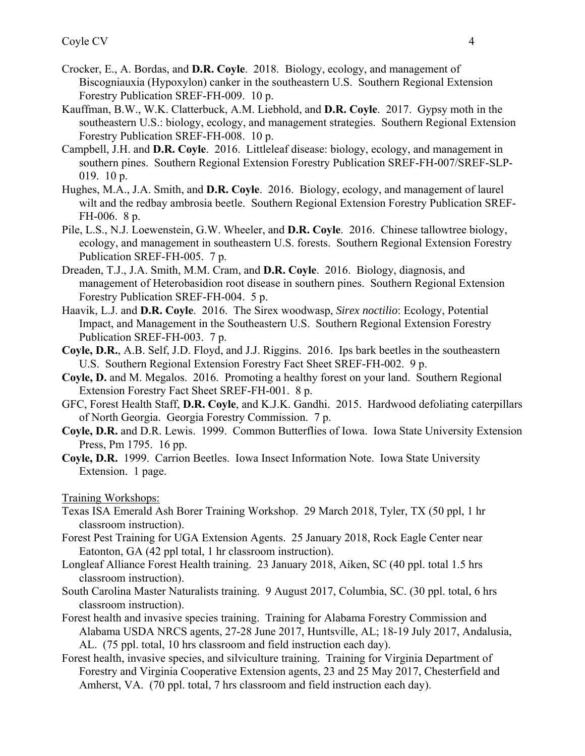Crocker, E., A. Bordas, and **D.R. Coyle**. 2018. Biology, ecology, and management of Biscogniauxia (Hypoxylon) canker in the southeastern U.S. Southern Regional Extension Forestry Publication SREF-FH-009. 10 p.

Kauffman, B.W., W.K. Clatterbuck, A.M. Liebhold, and **D.R. Coyle**. 2017. Gypsy moth in the southeastern U.S.: biology, ecology, and management strategies. Southern Regional Extension Forestry Publication SREF-FH-008. 10 p.

Campbell, J.H. and **D.R. Coyle**. 2016. Littleleaf disease: biology, ecology, and management in southern pines. Southern Regional Extension Forestry Publication SREF-FH-007/SREF-SLP-019. 10 p.

Hughes, M.A., J.A. Smith, and **D.R. Coyle**. 2016. Biology, ecology, and management of laurel wilt and the redbay ambrosia beetle. Southern Regional Extension Forestry Publication SREF-FH-006. 8 p.

Pile, L.S., N.J. Loewenstein, G.W. Wheeler, and **D.R. Coyle**. 2016. Chinese tallowtree biology, ecology, and management in southeastern U.S. forests. Southern Regional Extension Forestry Publication SREF-FH-005. 7 p.

Dreaden, T.J., J.A. Smith, M.M. Cram, and **D.R. Coyle**. 2016. Biology, diagnosis, and management of Heterobasidion root disease in southern pines. Southern Regional Extension Forestry Publication SREF-FH-004. 5 p.

Haavik, L.J. and **D.R. Coyle**. 2016. The Sirex woodwasp, *Sirex noctilio*: Ecology, Potential Impact, and Management in the Southeastern U.S. Southern Regional Extension Forestry Publication SREF-FH-003. 7 p.

**Coyle, D.R.**, A.B. Self, J.D. Floyd, and J.J. Riggins. 2016. Ips bark beetles in the southeastern U.S. Southern Regional Extension Forestry Fact Sheet SREF-FH-002. 9 p.

**Coyle, D.** and M. Megalos. 2016. Promoting a healthy forest on your land. Southern Regional Extension Forestry Fact Sheet SREF-FH-001. 8 p.

GFC, Forest Health Staff, **D.R. Coyle**, and K.J.K. Gandhi. 2015. Hardwood defoliating caterpillars of North Georgia. Georgia Forestry Commission. 7 p.

**Coyle, D.R.** and D.R. Lewis. 1999. Common Butterflies of Iowa. Iowa State University Extension Press, Pm 1795. 16 pp.

**Coyle, D.R.** 1999. Carrion Beetles. Iowa Insect Information Note. Iowa State University Extension. 1 page.

Training Workshops:

Texas ISA Emerald Ash Borer Training Workshop. 29 March 2018, Tyler, TX (50 ppl, 1 hr classroom instruction).

Forest Pest Training for UGA Extension Agents. 25 January 2018, Rock Eagle Center near Eatonton, GA (42 ppl total, 1 hr classroom instruction).

Longleaf Alliance Forest Health training. 23 January 2018, Aiken, SC (40 ppl. total 1.5 hrs classroom instruction).

South Carolina Master Naturalists training. 9 August 2017, Columbia, SC. (30 ppl. total, 6 hrs classroom instruction).

Forest health and invasive species training. Training for Alabama Forestry Commission and Alabama USDA NRCS agents, 27-28 June 2017, Huntsville, AL; 18-19 July 2017, Andalusia, AL. (75 ppl. total, 10 hrs classroom and field instruction each day).

Forest health, invasive species, and silviculture training. Training for Virginia Department of Forestry and Virginia Cooperative Extension agents, 23 and 25 May 2017, Chesterfield and Amherst, VA. (70 ppl. total, 7 hrs classroom and field instruction each day).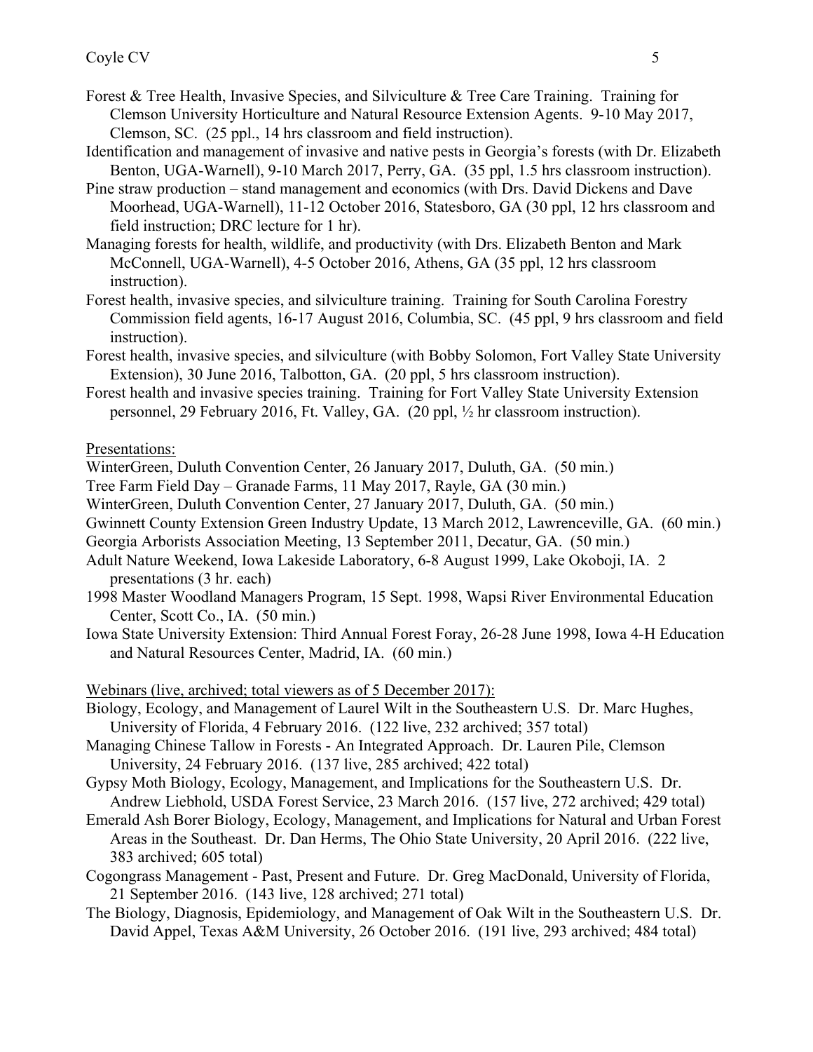Forest & Tree Health, Invasive Species, and Silviculture & Tree Care Training. Training for Clemson University Horticulture and Natural Resource Extension Agents. 9-10 May 2017, Clemson, SC. (25 ppl., 14 hrs classroom and field instruction).

Identification and management of invasive and native pests in Georgia's forests (with Dr. Elizabeth Benton, UGA-Warnell), 9-10 March 2017, Perry, GA. (35 ppl, 1.5 hrs classroom instruction).

Pine straw production – stand management and economics (with Drs. David Dickens and Dave Moorhead, UGA-Warnell), 11-12 October 2016, Statesboro, GA (30 ppl, 12 hrs classroom and field instruction; DRC lecture for 1 hr).

Managing forests for health, wildlife, and productivity (with Drs. Elizabeth Benton and Mark McConnell, UGA-Warnell), 4-5 October 2016, Athens, GA (35 ppl, 12 hrs classroom instruction).

Forest health, invasive species, and silviculture training. Training for South Carolina Forestry Commission field agents, 16-17 August 2016, Columbia, SC. (45 ppl, 9 hrs classroom and field instruction).

Forest health, invasive species, and silviculture (with Bobby Solomon, Fort Valley State University Extension), 30 June 2016, Talbotton, GA. (20 ppl, 5 hrs classroom instruction).

Forest health and invasive species training. Training for Fort Valley State University Extension personnel, 29 February 2016, Ft. Valley, GA. (20 ppl, ½ hr classroom instruction).

<u>Presentations:</u>

WinterGreen, Duluth Convention Center, 26 January 2017, Duluth, GA. (50 min.)

Tree Farm Field Day – Granade Farms, 11 May 2017, Rayle, GA (30 min.)

WinterGreen, Duluth Convention Center, 27 January 2017, Duluth, GA. (50 min.)

Gwinnett County Extension Green Industry Update, 13 March 2012, Lawrenceville, GA. (60 min.)

Georgia Arborists Association Meeting, 13 September 2011, Decatur, GA. (50 min.)

Adult Nature Weekend, Iowa Lakeside Laboratory, 6-8 August 1999, Lake Okoboji, IA. 2 presentations (3 hr. each)

1998 Master Woodland Managers Program, 15 Sept. 1998, Wapsi River Environmental Education Center, Scott Co., IA. (50 min.)

Iowa State University Extension: Third Annual Forest Foray, 26-28 June 1998, Iowa 4-H Education and Natural Resources Center, Madrid, IA. (60 min.)

<u>Webinars (live, archived; total viewers as of 5 December 2017):</u>

Biology, Ecology, and Management of Laurel Wilt in the Southeastern U.S. Dr. Marc Hughes, University of Florida, 4 February 2016. (122 live, 232 archived; 357 total)

Managing Chinese Tallow in Forests - An Integrated Approach. Dr. Lauren Pile, Clemson University, 24 February 2016. (137 live, 285 archived; 422 total)

Gypsy Moth Biology, Ecology, Management, and Implications for the Southeastern U.S. Dr. Andrew Liebhold, USDA Forest Service, 23 March 2016. (157 live, 272 archived; 429 total)

Emerald Ash Borer Biology, Ecology, Management, and Implications for Natural and Urban Forest Areas in the Southeast. Dr. Dan Herms, The Ohio State University, 20 April 2016. (222 live, 383 archived; 605 total)

Cogongrass Management - Past, Present and Future. Dr. Greg MacDonald, University of Florida, 21 September 2016. (143 live, 128 archived; 271 total)

The Biology, Diagnosis, Epidemiology, and Management of Oak Wilt in the Southeastern U.S. Dr. David Appel, Texas A&M University, 26 October 2016. (191 live, 293 archived; 484 total)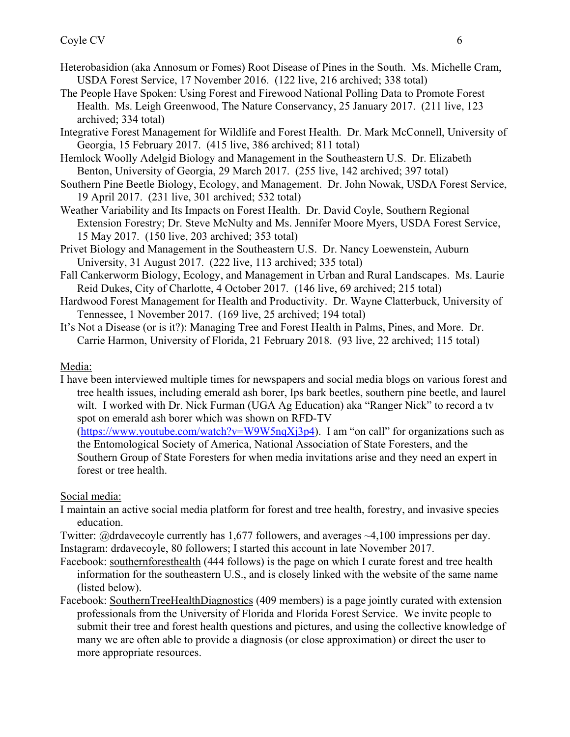Heterobasidion (aka Annosum or Fomes) Root Disease of Pines in the South. Ms. Michelle Cram, USDA Forest Service, 17 November 2016. (122 live, 216 archived; 338 total)

The People Have Spoken: Using Forest and Firewood National Polling Data to Promote Forest Health. Ms. Leigh Greenwood, The Nature Conservancy, 25 January 2017. (211 live, 123 archived; 334 total)

Integrative Forest Management for Wildlife and Forest Health. Dr. Mark McConnell, University of Georgia, 15 February 2017. (415 live, 386 archived; 811 total)

Hemlock Woolly Adelgid Biology and Management in the Southeastern U.S. Dr. Elizabeth Benton, University of Georgia, 29 March 2017. (255 live, 142 archived; 397 total)

Southern Pine Beetle Biology, Ecology, and Management. Dr. John Nowak, USDA Forest Service, 19 April 2017. (231 live, 301 archived; 532 total)

Weather Variability and Its Impacts on Forest Health. Dr. David Coyle, Southern Regional Extension Forestry; Dr. Steve McNulty and Ms. Jennifer Moore Myers, USDA Forest Service, 15 May 2017. (150 live, 203 archived; 353 total)

Privet Biology and Management in the Southeastern U.S. Dr. Nancy Loewenstein, Auburn University, 31 August 2017. (222 live, 113 archived; 335 total)

Fall Cankerworm Biology, Ecology, and Management in Urban and Rural Landscapes. Ms. Laurie Reid Dukes, City of Charlotte, 4 October 2017. (146 live, 69 archived; 215 total)

Hardwood Forest Management for Health and Productivity. Dr. Wayne Clatterbuck, University of Tennessee, 1 November 2017. (169 live, 25 archived; 194 total)

It's Not a Disease (or is it?): Managing Tree and Forest Health in Palms, Pines, and More. Dr. Carrie Harmon, University of Florida, 21 February 2018. (93 live, 22 archived; 115 total)

Media:

I have been interviewed multiple times for newspapers and social media blogs on various forest and tree health issues, including emerald ash borer, Ips bark beetles, southern pine beetle, and laurel wilt. I worked with Dr. Nick Furman (UGA Ag Education) aka "Ranger Nick" to record a tv spot on emerald ash borer which was shown on RFD-TV (https://www.youtube.com/watch?v=W9W5nqXj3p4). I am "on call" for organizations such as the Entomological Society of America, National Association of State Foresters, and the Southern Group of State Foresters for when media invitations arise and they need an expert in forest or tree health.

Social media:

I maintain an active social media platform for forest and tree health, forestry, and invasive species education.

Twitter: @drdavecoyle currently has 1,677 followers, and averages ~4,100 impressions per day.

Instagram: drdavecoyle, 80 followers; I started this account in late November 2017.

Facebook: southernforesthealth (444 follows) is the page on which I curate forest and tree health information for the southeastern U.S., and is closely linked with the website of the same name (listed below).

Facebook: SouthernTreeHealthDiagnostics (409 members) is a page jointly curated with extension professionals from the University of Florida and Florida Forest Service. We invite people to submit their tree and forest health questions and pictures, and using the collective knowledge of many we are often able to provide a diagnosis (or close approximation) or direct the user to more appropriate resources.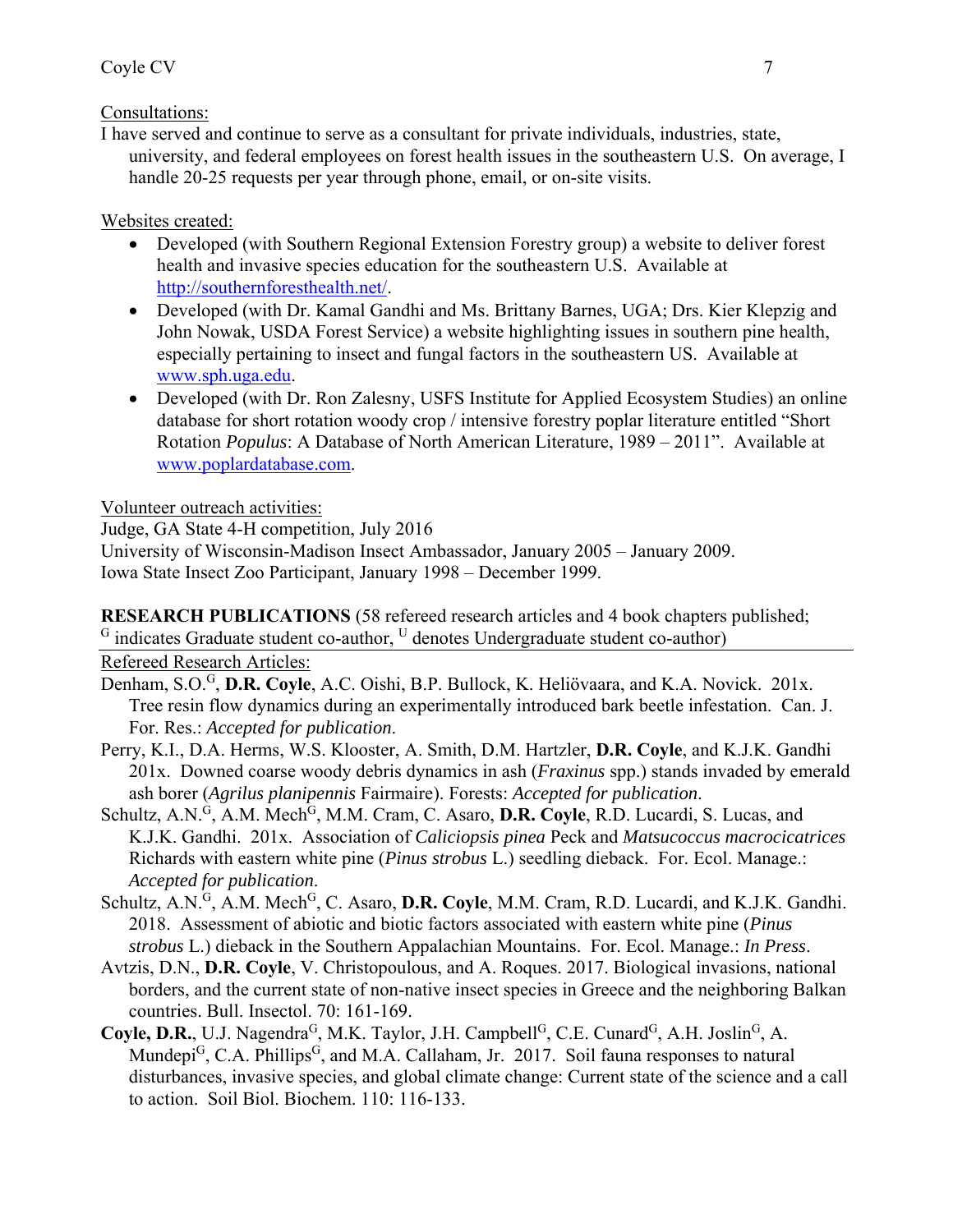Consultations:

I have served and continue to serve as a consultant for private individuals, industries, state, university, and federal employees on forest health issues in the southeastern U.S. On average, I handle 20-25 requests per year through phone, email, or on-site visits.

Websites created:

- Developed (with Southern Regional Extension Forestry group) a website to deliver forest health and invasive species education for the southeastern U.S. Available at http://southernforesthealth.net/.
- Developed (with Dr. Kamal Gandhi and Ms. Brittany Barnes, UGA; Drs. Kier Klepzig and John Nowak, USDA Forest Service) a website highlighting issues in southern pine health, especially pertaining to insect and fungal factors in the southeastern US. Available at www.sph.uga.edu.
- Developed (with Dr. Ron Zalesny, USFS Institute for Applied Ecosystem Studies) an online database for short rotation woody crop / intensive forestry poplar literature entitled "Short Rotation *Populus*: A Database of North American Literature, 1989 – 2011". Available at www.poplardatabase.com.

Volunteer outreach activities:

Judge, GA State 4-H competition, July 2016

University of Wisconsin-Madison Insect Ambassador, January 2005 – January 2009.

Iowa State Insect Zoo Participant, January 1998 – December 1999.

**RESEARCH PUBLICATIONS** (58 refereed research articles and 4 book chapters published; [G] indicates Graduate student co-author, [U] denotes Undergraduate student co-author)

Refereed Research Articles:

Denham, S.O.[G], **D.R. Coyle**, A.C. Oishi, B.P. Bullock, K. Heliövaara, and K.A. Novick. 201x. Tree resin flow dynamics during an experimentally introduced bark beetle infestation. Can. J. For. Res.: *Accepted for publication.*

Perry, K.I., D.A. Herms, W.S. Klooster, A. Smith, D.M. Hartzler, **D.R. Coyle**, and K.J.K. Gandhi 201x. Downed coarse woody debris dynamics in ash (*Fraxinus* spp.) stands invaded by emerald ash borer (*Agrilus planipennis* Fairmaire). Forests: *Accepted for publication.*

Schultz, A.N.[G], A.M. Mech[G], M.M. Cram, C. Asaro, **D.R. Coyle**, R.D. Lucardi, S. Lucas, and K.J.K. Gandhi. 201x. Association of *Caliciopsis pinea* Peck and *Matsucoccus macrocicatrices* Richards with eastern white pine (*Pinus strobus* L.) seedling dieback. For. Ecol. Manage.: *Accepted for publication.*

Schultz, A.N.[G], A.M. Mech[G], C. Asaro, **D.R. Coyle**, M.M. Cram, R.D. Lucardi, and K.J.K. Gandhi. 2018. Assessment of abiotic and biotic factors associated with eastern white pine (*Pinus strobus* L.) dieback in the Southern Appalachian Mountains. For. Ecol. Manage.: *In Press.*

Avtzis, D.N., **D.R. Coyle**, V. Christopoulous, and A. Roques. 2017. Biological invasions, national borders, and the current state of non-native insect species in Greece and the neighboring Balkan countries. Bull. Insectol. 70: 161-169.

**Coyle, D.R.**, U.J. Nagendra[G], M.K. Taylor, J.H. Campbell[G], C.E. Cunard[G], A.H. Joslin[G], A. Mundepi[G], C.A. Phillips[G], and M.A. Callaham, Jr. 2017. Soil fauna responses to natural disturbances, invasive species, and global climate change: Current state of the science and a call to action. Soil Biol. Biochem. 110: 116-133.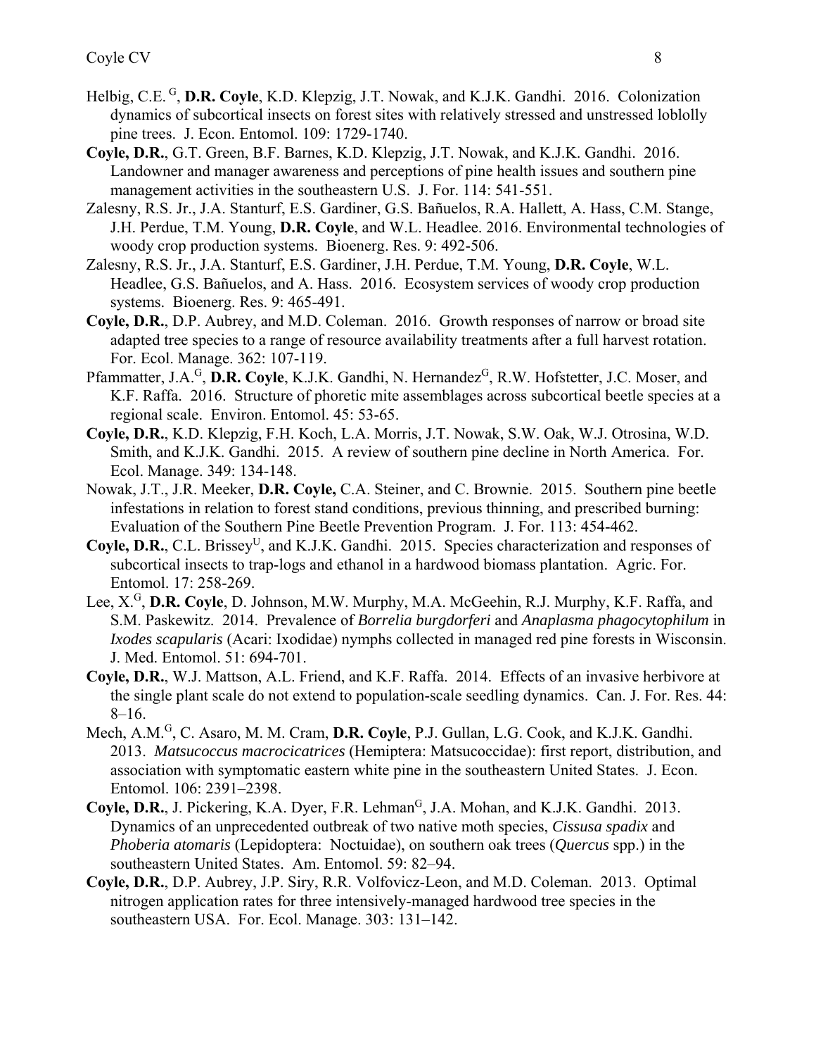Helbig, C.E. [G], **D.R. Coyle**, K.D. Klepzig, J.T. Nowak, and K.J.K. Gandhi. 2016. Colonization dynamics of subcortical insects on forest sites with relatively stressed and unstressed loblolly pine trees. J. Econ. Entomol. 109: 1729-1740.

**Coyle, D.R.**, G.T. Green, B.F. Barnes, K.D. Klepzig, J.T. Nowak, and K.J.K. Gandhi. 2016. Landowner and manager awareness and perceptions of pine health issues and southern pine management activities in the southeastern U.S. J. For. 114: 541-551.

Zalesny, R.S. Jr., J.A. Stanturf, E.S. Gardiner, G.S. Bañuelos, R.A. Hallett, A. Hass, C.M. Stange, J.H. Perdue, T.M. Young, **D.R. Coyle**, and W.L. Headlee. 2016. Environmental technologies of woody crop production systems. Bioenerg. Res. 9: 492-506.

Zalesny, R.S. Jr., J.A. Stanturf, E.S. Gardiner, J.H. Perdue, T.M. Young, **D.R. Coyle**, W.L. Headlee, G.S. Bañuelos, and A. Hass. 2016. Ecosystem services of woody crop production systems. Bioenerg. Res. 9: 465-491.

**Coyle, D.R.**, D.P. Aubrey, and M.D. Coleman. 2016. Growth responses of narrow or broad site adapted tree species to a range of resource availability treatments after a full harvest rotation. For. Ecol. Manage. 362: 107-119.

Pfammatter, J.A.[G], **D.R. Coyle**, K.J.K. Gandhi, N. Hernandez[G], R.W. Hofstetter, J.C. Moser, and K.F. Raffa. 2016. Structure of phoretic mite assemblages across subcortical beetle species at a regional scale. Environ. Entomol. 45: 53-65.

**Coyle, D.R.**, K.D. Klepzig, F.H. Koch, L.A. Morris, J.T. Nowak, S.W. Oak, W.J. Otrosina, W.D. Smith, and K.J.K. Gandhi. 2015. A review of southern pine decline in North America. For. Ecol. Manage. 349: 134-148.

Nowak, J.T., J.R. Meeker, **D.R. Coyle,** C.A. Steiner, and C. Brownie. 2015. Southern pine beetle infestations in relation to forest stand conditions, previous thinning, and prescribed burning: Evaluation of the Southern Pine Beetle Prevention Program. J. For. 113: 454-462.

**Coyle, D.R.**, C.L. Brissey[U], and K.J.K. Gandhi. 2015. Species characterization and responses of subcortical insects to trap-logs and ethanol in a hardwood biomass plantation. Agric. For. Entomol. 17: 258-269.

Lee, X.[G], **D.R. Coyle**, D. Johnson, M.W. Murphy, M.A. McGeehin, R.J. Murphy, K.F. Raffa, and S.M. Paskewitz. 2014. Prevalence of *Borrelia burgdorferi* and *Anaplasma phagocytophilum* in *Ixodes scapularis* (Acari: Ixodidae) nymphs collected in managed red pine forests in Wisconsin. J. Med. Entomol. 51: 694-701.

**Coyle, D.R.**, W.J. Mattson, A.L. Friend, and K.F. Raffa. 2014. Effects of an invasive herbivore at the single plant scale do not extend to population-scale seedling dynamics. Can. J. For. Res. 44: 8–16.

Mech, A.M.[G], C. Asaro, M. M. Cram, **D.R. Coyle**, P.J. Gullan, L.G. Cook, and K.J.K. Gandhi. 2013. *Matsucoccus macrocicatrices* (Hemiptera: Matsucoccidae): first report, distribution, and association with symptomatic eastern white pine in the southeastern United States. J. Econ. Entomol. 106: 2391–2398.

**Coyle, D.R.**, J. Pickering, K.A. Dyer, F.R. Lehman[G], J.A. Mohan, and K.J.K. Gandhi. 2013. Dynamics of an unprecedented outbreak of two native moth species, *Cissusa spadix* and *Phoberia atomaris* (Lepidoptera: Noctuidae), on southern oak trees (*Quercus* spp.) in the southeastern United States. Am. Entomol. 59: 82–94.

**Coyle, D.R.**, D.P. Aubrey, J.P. Siry, R.R. Volfovicz-Leon, and M.D. Coleman. 2013. Optimal nitrogen application rates for three intensively-managed hardwood tree species in the southeastern USA. For. Ecol. Manage. 303: 131–142.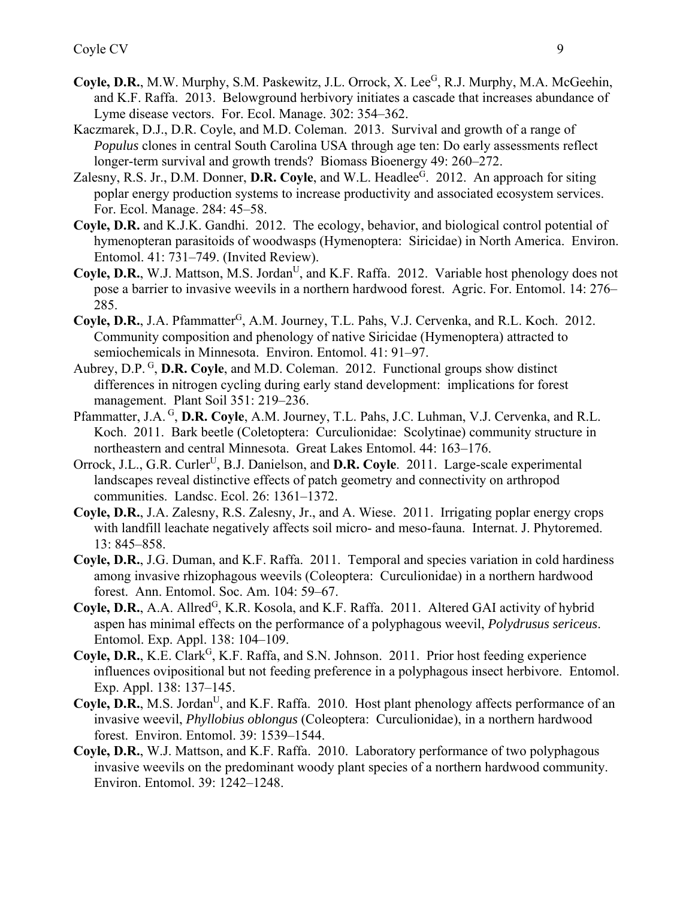**Coyle, D.R.**, M.W. Murphy, S.M. Paskewitz, J.L. Orrock, X. Lee[G], R.J. Murphy, M.A. McGeehin, and K.F. Raffa. 2013. Belowground herbivory initiates a cascade that increases abundance of Lyme disease vectors. For. Ecol. Manage. 302: 354–362.

Kaczmarek, D.J., D.R. Coyle, and M.D. Coleman. 2013. Survival and growth of a range of *Populus* clones in central South Carolina USA through age ten: Do early assessments reflect longer-term survival and growth trends? Biomass Bioenergy 49: 260–272.

Zalesny, R.S. Jr., D.M. Donner, **D.R. Coyle**, and W.L. Headlee[G]. 2012. An approach for siting poplar energy production systems to increase productivity and associated ecosystem services. For. Ecol. Manage. 284: 45–58.

**Coyle, D.R.** and K.J.K. Gandhi. 2012. The ecology, behavior, and biological control potential of hymenopteran parasitoids of woodwasps (Hymenoptera: Siricidae) in North America. Environ. Entomol. 41: 731–749. (Invited Review).

**Coyle, D.R.**, W.J. Mattson, M.S. Jordan[U], and K.F. Raffa. 2012. Variable host phenology does not pose a barrier to invasive weevils in a northern hardwood forest. Agric. For. Entomol. 14: 276–285.

**Coyle, D.R.**, J.A. Pfammatter[G], A.M. Journey, T.L. Pahs, V.J. Cervenka, and R.L. Koch. 2012. Community composition and phenology of native Siricidae (Hymenoptera) attracted to semiochemicals in Minnesota. Environ. Entomol. 41: 91–97.

Aubrey, D.P.[G], **D.R. Coyle**, and M.D. Coleman. 2012. Functional groups show distinct differences in nitrogen cycling during early stand development: implications for forest management. Plant Soil 351: 219–236.

Pfammatter, J.A.[G], **D.R. Coyle**, A.M. Journey, T.L. Pahs, J.C. Luhman, V.J. Cervenka, and R.L. Koch. 2011. Bark beetle (Coletoptera: Curculionidae: Scolytinae) community structure in northeastern and central Minnesota. Great Lakes Entomol. 44: 163–176.

Orrock, J.L., G.R. Curler[U], B.J. Danielson, and **D.R. Coyle**. 2011. Large-scale experimental landscapes reveal distinctive effects of patch geometry and connectivity on arthropod communities. Landsc. Ecol. 26: 1361–1372.

**Coyle, D.R.**, J.A. Zalesny, R.S. Zalesny, Jr., and A. Wiese. 2011. Irrigating poplar energy crops with landfill leachate negatively affects soil micro- and meso-fauna. Internat. J. Phytoremed. 13: 845–858.

**Coyle, D.R.**, J.G. Duman, and K.F. Raffa. 2011. Temporal and species variation in cold hardiness among invasive rhizophagous weevils (Coleoptera: Curculionidae) in a northern hardwood forest. Ann. Entomol. Soc. Am. 104: 59–67.

**Coyle, D.R.**, A.A. Allred[G], K.R. Kosola, and K.F. Raffa. 2011. Altered GAI activity of hybrid aspen has minimal effects on the performance of a polyphagous weevil, *Polydrusus sericeus*. Entomol. Exp. Appl. 138: 104–109.

**Coyle, D.R.**, K.E. Clark[G], K.F. Raffa, and S.N. Johnson. 2011. Prior host feeding experience influences ovipositional but not feeding preference in a polyphagous insect herbivore. Entomol. Exp. Appl. 138: 137–145.

**Coyle, D.R.**, M.S. Jordan[U], and K.F. Raffa. 2010. Host plant phenology affects performance of an invasive weevil, *Phyllobius oblongus* (Coleoptera: Curculionidae), in a northern hardwood forest. Environ. Entomol. 39: 1539–1544.

**Coyle, D.R.**, W.J. Mattson, and K.F. Raffa. 2010. Laboratory performance of two polyphagous invasive weevils on the predominant woody plant species of a northern hardwood community. Environ. Entomol. 39: 1242–1248.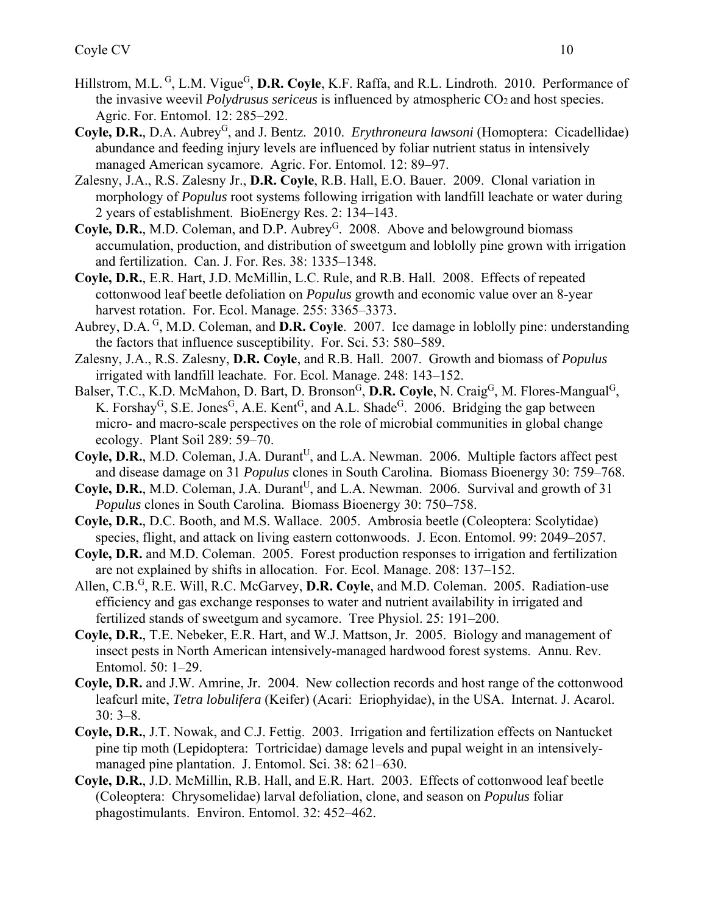Hillstrom, M.L.[G], L.M. Vigue[G], **D.R. Coyle**, K.F. Raffa, and R.L. Lindroth. 2010. Performance of the invasive weevil *Polydrusus sericeus* is influenced by atmospheric $CO_2$ and host species. Agric. For. Entomol. 12: 285–292.

**Coyle, D.R.**, D.A. Aubrey[G], and J. Bentz. 2010. *Erythroneura lawsoni* (Homoptera: Cicadellidae) abundance and feeding injury levels are influenced by foliar nutrient status in intensively managed American sycamore. Agric. For. Entomol. 12: 89–97.

Zalesny, J.A., R.S. Zalesny Jr., **D.R. Coyle**, R.B. Hall, E.O. Bauer. 2009. Clonal variation in morphology of *Populus* root systems following irrigation with landfill leachate or water during 2 years of establishment. BioEnergy Res. 2: 134–143.

**Coyle, D.R.**, M.D. Coleman, and D.P. Aubrey[G]. 2008. Above and belowground biomass accumulation, production, and distribution of sweetgum and loblolly pine grown with irrigation and fertilization. Can. J. For. Res. 38: 1335–1348.

**Coyle, D.R.**, E.R. Hart, J.D. McMillin, L.C. Rule, and R.B. Hall. 2008. Effects of repeated cottonwood leaf beetle defoliation on *Populus* growth and economic value over an 8-year harvest rotation. For. Ecol. Manage. 255: 3365–3373.

Aubrey, D.A. [G], M.D. Coleman, and **D.R. Coyle**. 2007. Ice damage in loblolly pine: understanding the factors that influence susceptibility. For. Sci. 53: 580–589.

Zalesny, J.A., R.S. Zalesny, **D.R. Coyle**, and R.B. Hall. 2007. Growth and biomass of *Populus* irrigated with landfill leachate. For. Ecol. Manage. 248: 143–152.

Balser, T.C., K.D. McMahon, D. Bart, D. Bronson[G], **D.R. Coyle**, N. Craig[G], M. Flores-Mangual[G], K. Forshay[G], S.E. Jones[G], A.E. Kent[G], and A.L. Shade[G]. 2006. Bridging the gap between micro- and macro-scale perspectives on the role of microbial communities in global change ecology. Plant Soil 289: 59–70.

**Coyle, D.R.**, M.D. Coleman, J.A. Durant[U], and L.A. Newman. 2006. Multiple factors affect pest and disease damage on 31 *Populus* clones in South Carolina. Biomass Bioenergy 30: 759–768.

**Coyle, D.R.**, M.D. Coleman, J.A. Durant[U], and L.A. Newman. 2006. Survival and growth of 31 *Populus* clones in South Carolina. Biomass Bioenergy 30: 750–758.

**Coyle, D.R.**, D.C. Booth, and M.S. Wallace. 2005. Ambrosia beetle (Coleoptera: Scolytidae) species, flight, and attack on living eastern cottonwoods. J. Econ. Entomol. 99: 2049–2057.

**Coyle, D.R.** and M.D. Coleman. 2005. Forest production responses to irrigation and fertilization are not explained by shifts in allocation. For. Ecol. Manage. 208: 137–152.

Allen, C.B.[G], R.E. Will, R.C. McGarvey, **D.R. Coyle**, and M.D. Coleman. 2005. Radiation-use efficiency and gas exchange responses to water and nutrient availability in irrigated and fertilized stands of sweetgum and sycamore. Tree Physiol. 25: 191–200.

**Coyle, D.R.**, T.E. Nebeker, E.R. Hart, and W.J. Mattson, Jr. 2005. Biology and management of insect pests in North American intensively-managed hardwood forest systems. Annu. Rev. Entomol. 50: 1–29.

**Coyle, D.R.** and J.W. Amrine, Jr. 2004. New collection records and host range of the cottonwood leafcurl mite, *Tetra lobulifera* (Keifer) (Acari: Eriophyidae), in the USA. Internat. J. Acarol. 30: 3–8.

**Coyle, D.R.**, J.T. Nowak, and C.J. Fettig. 2003. Irrigation and fertilization effects on Nantucket pine tip moth (Lepidoptera: Tortricidae) damage levels and pupal weight in an intensively-managed pine plantation. J. Entomol. Sci. 38: 621–630.

**Coyle, D.R.**, J.D. McMillin, R.B. Hall, and E.R. Hart. 2003. Effects of cottonwood leaf beetle (Coleoptera: Chrysomelidae) larval defoliation, clone, and season on *Populus* foliar phagostimulants. Environ. Entomol. 32: 452–462.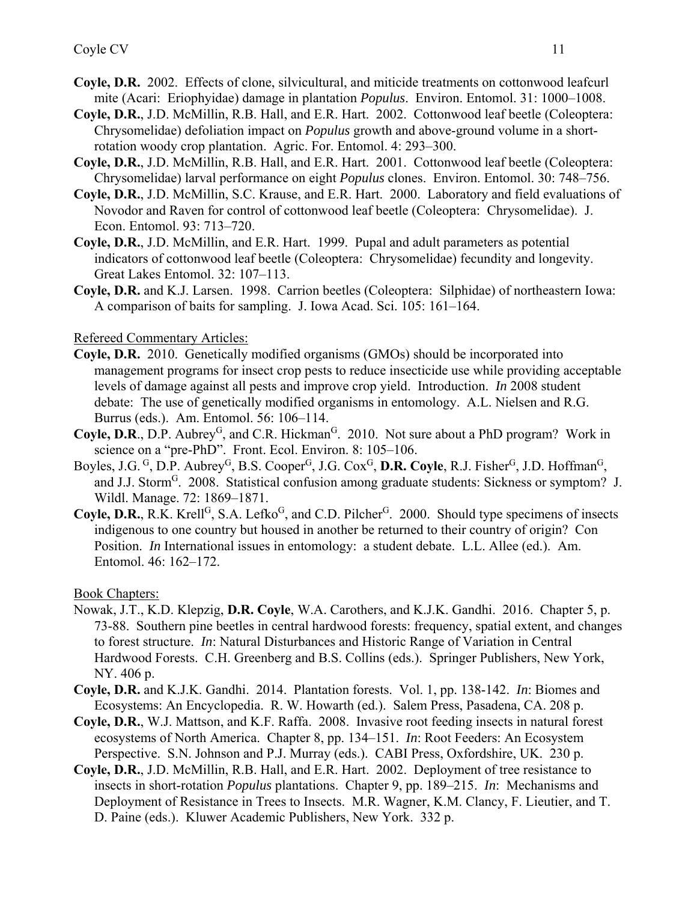**Coyle, D.R.** 2002. Effects of clone, silvicultural, and miticide treatments on cottonwood leafcurl mite (Acari: Eriophyidae) damage in plantation *Populus*. Environ. Entomol. 31: 1000–1008.

**Coyle, D.R.**, J.D. McMillin, R.B. Hall, and E.R. Hart. 2002. Cottonwood leaf beetle (Coleoptera: Chrysomelidae) defoliation impact on *Populus* growth and above-ground volume in a short-rotation woody crop plantation. Agric. For. Entomol. 4: 293–300.

**Coyle, D.R.**, J.D. McMillin, R.B. Hall, and E.R. Hart. 2001. Cottonwood leaf beetle (Coleoptera: Chrysomelidae) larval performance on eight *Populus* clones. Environ. Entomol. 30: 748–756.

**Coyle, D.R.**, J.D. McMillin, S.C. Krause, and E.R. Hart. 2000. Laboratory and field evaluations of Novodor and Raven for control of cottonwood leaf beetle (Coleoptera: Chrysomelidae). J. Econ. Entomol. 93: 713–720.

**Coyle, D.R.**, J.D. McMillin, and E.R. Hart. 1999. Pupal and adult parameters as potential indicators of cottonwood leaf beetle (Coleoptera: Chrysomelidae) fecundity and longevity. Great Lakes Entomol. 32: 107–113.

**Coyle, D.R.** and K.J. Larsen. 1998. Carrion beetles (Coleoptera: Silphidae) of northeastern Iowa: A comparison of baits for sampling. J. Iowa Acad. Sci. 105: 161–164.

<u>Refereed Commentary Articles:</u>

**Coyle, D.R.** 2010. Genetically modified organisms (GMOs) should be incorporated into management programs for insect crop pests to reduce insecticide use while providing acceptable levels of damage against all pests and improve crop yield. Introduction. *In* 2008 student debate: The use of genetically modified organisms in entomology. A.L. Nielsen and R.G. Burrus (eds.). Am. Entomol. 56: 106–114.

**Coyle, D.R**., D.P. Aubrey[G], and C.R. Hickman[G]. 2010. Not sure about a PhD program? Work in science on a "pre-PhD". Front. Ecol. Environ. 8: 105–106.

Boyles, J.G. [G], D.P. Aubrey[G], B.S. Cooper[G], J.G. Cox[G], **D.R. Coyle**, R.J. Fisher[G], J.D. Hoffman[G], and J.J. Storm[G]. 2008. Statistical confusion among graduate students: Sickness or symptom? J. Wildl. Manage. 72: 1869–1871.

**Coyle, D.R.**, R.K. Krell[G], S.A. Lefko[G], and C.D. Pilcher[G]. 2000. Should type specimens of insects indigenous to one country but housed in another be returned to their country of origin? Con Position. *In* International issues in entomology: a student debate. L.L. Allee (ed.). Am. Entomol. 46: 162–172.

<u>Book Chapters:</u>

Nowak, J.T., K.D. Klepzig, **D.R. Coyle**, W.A. Carothers, and K.J.K. Gandhi. 2016. Chapter 5, p. 73-88. Southern pine beetles in central hardwood forests: frequency, spatial extent, and changes to forest structure. *In*: Natural Disturbances and Historic Range of Variation in Central Hardwood Forests. C.H. Greenberg and B.S. Collins (eds.). Springer Publishers, New York, NY. 406 p.

**Coyle, D.R.** and K.J.K. Gandhi. 2014. Plantation forests. Vol. 1, pp. 138-142. *In*: Biomes and Ecosystems: An Encyclopedia. R. W. Howarth (ed.). Salem Press, Pasadena, CA. 208 p.

**Coyle, D.R.**, W.J. Mattson, and K.F. Raffa. 2008. Invasive root feeding insects in natural forest ecosystems of North America. Chapter 8, pp. 134–151. *In*: Root Feeders: An Ecosystem Perspective. S.N. Johnson and P.J. Murray (eds.). CABI Press, Oxfordshire, UK. 230 p.

**Coyle, D.R.**, J.D. McMillin, R.B. Hall, and E.R. Hart. 2002. Deployment of tree resistance to insects in short-rotation *Populus* plantations. Chapter 9, pp. 189–215. *In*: Mechanisms and Deployment of Resistance in Trees to Insects. M.R. Wagner, K.M. Clancy, F. Lieutier, and T. D. Paine (eds.). Kluwer Academic Publishers, New York. 332 p.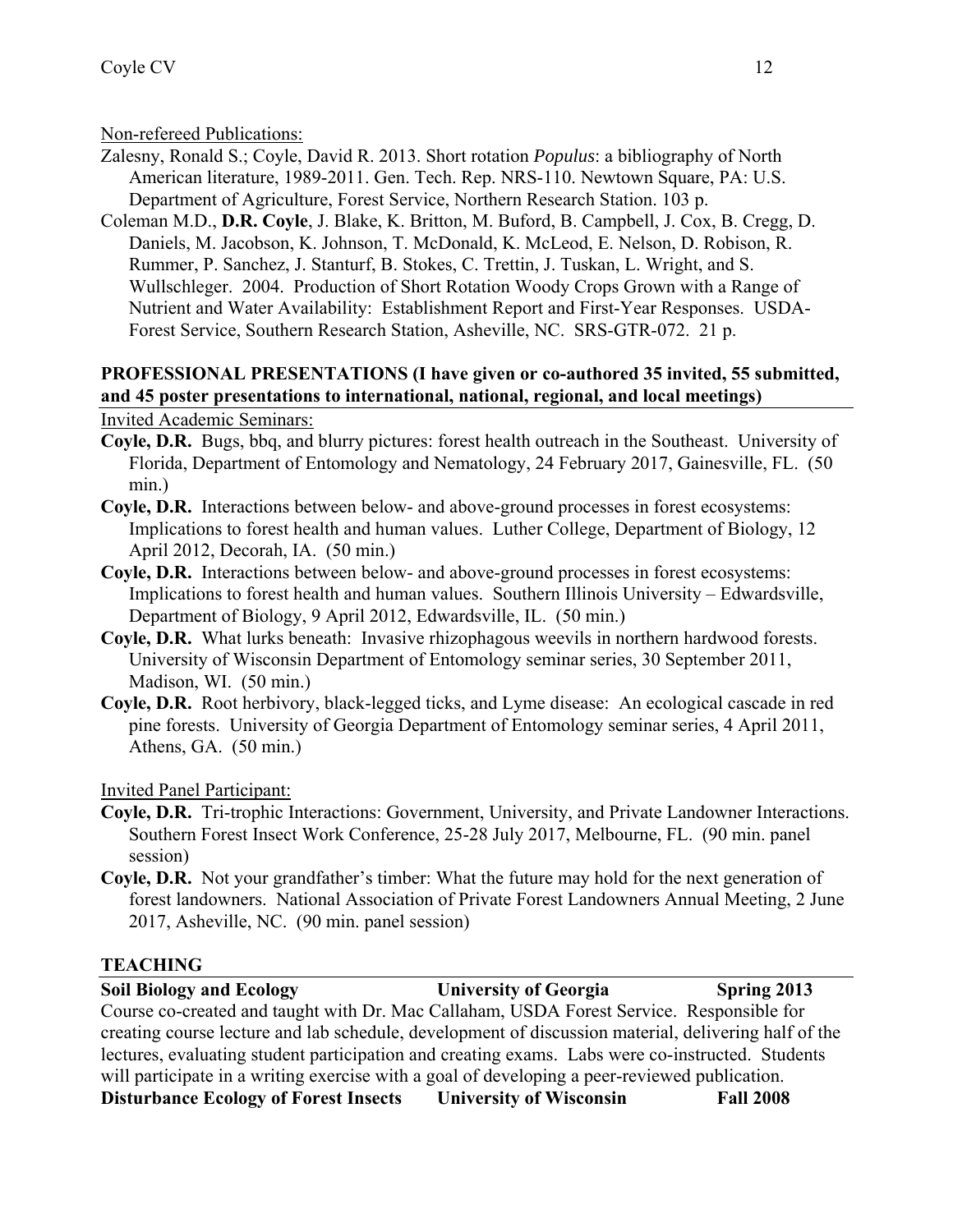Non-refereed Publications:

Zalesny, Ronald S.; Coyle, David R. 2013. Short rotation *Populus*: a bibliography of North American literature, 1989-2011. Gen. Tech. Rep. NRS-110. Newtown Square, PA: U.S. Department of Agriculture, Forest Service, Northern Research Station. 103 p.

Coleman M.D., **D.R. Coyle**, J. Blake, K. Britton, M. Buford, B. Campbell, J. Cox, B. Cregg, D. Daniels, M. Jacobson, K. Johnson, T. McDonald, K. McLeod, E. Nelson, D. Robison, R. Rummer, P. Sanchez, J. Stanturf, B. Stokes, C. Trettin, J. Tuskan, L. Wright, and S. Wullschleger. 2004. Production of Short Rotation Woody Crops Grown with a Range of Nutrient and Water Availability: Establishment Report and First-Year Responses. USDA-Forest Service, Southern Research Station, Asheville, NC. SRS-GTR-072. 21 p.

## PROFESSIONAL PRESENTATIONS (I have given or co-authored 35 invited, 55 submitted, and 45 poster presentations to international, national, regional, and local meetings)

Invited Academic Seminars:

**Coyle, D.R.** Bugs, bbq, and blurry pictures: forest health outreach in the Southeast. University of Florida, Department of Entomology and Nematology, 24 February 2017, Gainesville, FL. (50 min.)

**Coyle, D.R.** Interactions between below- and above-ground processes in forest ecosystems: Implications to forest health and human values. Luther College, Department of Biology, 12 April 2012, Decorah, IA. (50 min.)

**Coyle, D.R.** Interactions between below- and above-ground processes in forest ecosystems: Implications to forest health and human values. Southern Illinois University – Edwardsville, Department of Biology, 9 April 2012, Edwardsville, IL. (50 min.)

**Coyle, D.R.** What lurks beneath: Invasive rhizophagous weevils in northern hardwood forests. University of Wisconsin Department of Entomology seminar series, 30 September 2011, Madison, WI. (50 min.)

**Coyle, D.R.** Root herbivory, black-legged ticks, and Lyme disease: An ecological cascade in red pine forests. University of Georgia Department of Entomology seminar series, 4 April 2011, Athens, GA. (50 min.)

Invited Panel Participant:

**Coyle, D.R.** Tri-trophic Interactions: Government, University, and Private Landowner Interactions. Southern Forest Insect Work Conference, 25-28 July 2017, Melbourne, FL. (90 min. panel session)

**Coyle, D.R.** Not your grandfather's timber: What the future may hold for the next generation of forest landowners. National Association of Private Forest Landowners Annual Meeting, 2 June 2017, Asheville, NC. (90 min. panel session)

## TEACHING

**Soil Biology and Ecology — University of Georgia — Spring 2013**

Course co-created and taught with Dr. Mac Callaham, USDA Forest Service. Responsible for creating course lecture and lab schedule, development of discussion material, delivering half of the lectures, evaluating student participation and creating exams. Labs were co-instructed. Students will participate in a writing exercise with a goal of developing a peer-reviewed publication.

**Disturbance Ecology of Forest Insects — University of Wisconsin — Fall 2008**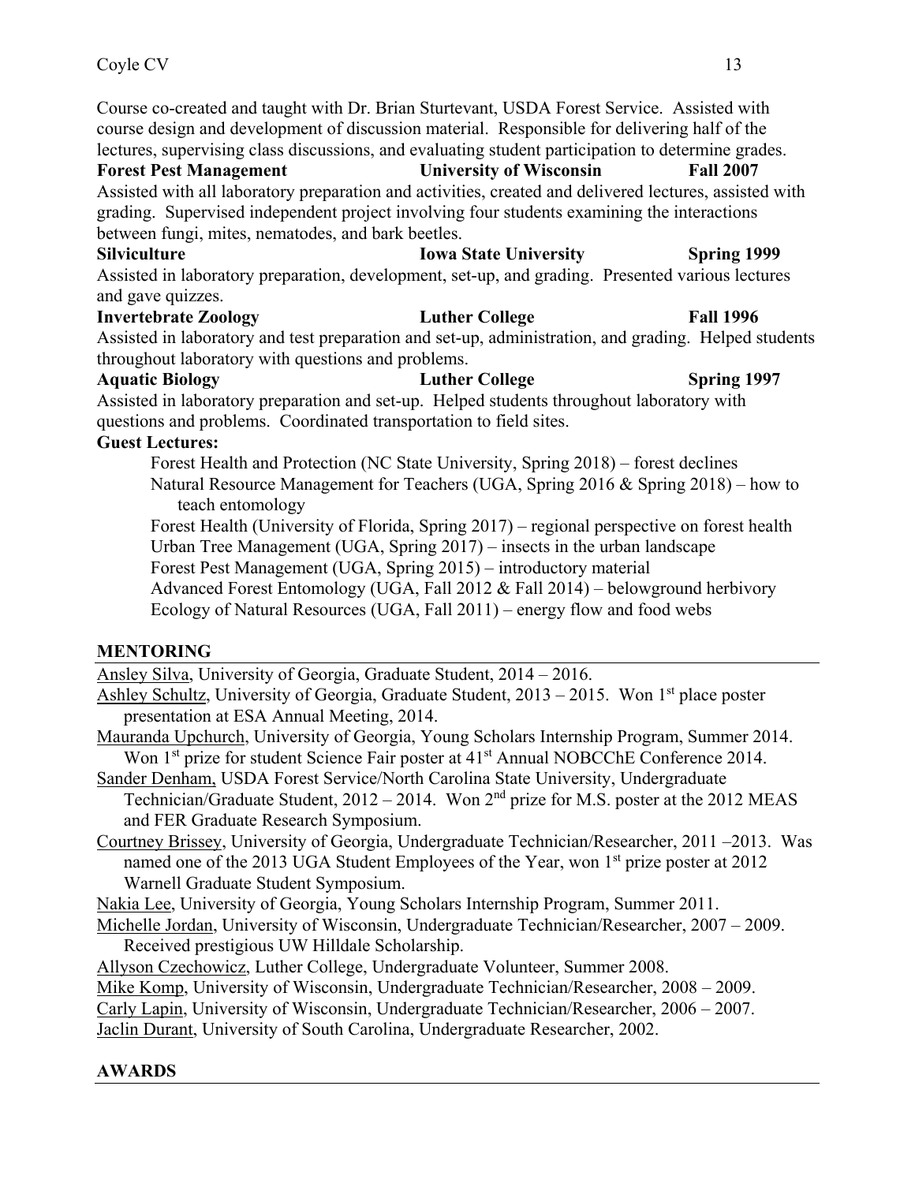Course co-created and taught with Dr. Brian Sturtevant, USDA Forest Service. Assisted with course design and development of discussion material. Responsible for delivering half of the lectures, supervising class discussions, and evaluating student participation to determine grades.

**Forest Pest Management** **University of Wisconsin** **Fall 2007**

Assisted with all laboratory preparation and activities, created and delivered lectures, assisted with grading. Supervised independent project involving four students examining the interactions between fungi, mites, nematodes, and bark beetles.

**Silviculture** **Iowa State University** **Spring 1999**

Assisted in laboratory preparation, development, set-up, and grading. Presented various lectures and gave quizzes.

**Invertebrate Zoology** **Luther College** **Fall 1996**

Assisted in laboratory and test preparation and set-up, administration, and grading. Helped students throughout laboratory with questions and problems.

**Aquatic Biology** **Luther College** **Spring 1997**

Assisted in laboratory preparation and set-up. Helped students throughout laboratory with questions and problems. Coordinated transportation to field sites.

**Guest Lectures:**

- Forest Health and Protection (NC State University, Spring 2018) – forest declines
- Natural Resource Management for Teachers (UGA, Spring 2016 & Spring 2018) – how to teach entomology
- Forest Health (University of Florida, Spring 2017) – regional perspective on forest health
- Urban Tree Management (UGA, Spring 2017) – insects in the urban landscape
- Forest Pest Management (UGA, Spring 2015) – introductory material
- Advanced Forest Entomology (UGA, Fall 2012 & Fall 2014) – belowground herbivory
- Ecology of Natural Resources (UGA, Fall 2011) – energy flow and food webs

## MENTORING

Ansley Silva, University of Georgia, Graduate Student, 2014 – 2016.

Ashley Schultz, University of Georgia, Graduate Student, 2013 – 2015. Won 1st place poster presentation at ESA Annual Meeting, 2014.

Mauranda Upchurch, University of Georgia, Young Scholars Internship Program, Summer 2014. Won 1st prize for student Science Fair poster at 41st Annual NOBCChE Conference 2014.

Sander Denham, USDA Forest Service/North Carolina State University, Undergraduate Technician/Graduate Student, 2012 – 2014. Won 2nd prize for M.S. poster at the 2012 MEAS and FER Graduate Research Symposium.

Courtney Brissey, University of Georgia, Undergraduate Technician/Researcher, 2011 –2013. Was named one of the 2013 UGA Student Employees of the Year, won 1st prize poster at 2012 Warnell Graduate Student Symposium.

Nakia Lee, University of Georgia, Young Scholars Internship Program, Summer 2011.

Michelle Jordan, University of Wisconsin, Undergraduate Technician/Researcher, 2007 – 2009. Received prestigious UW Hilldale Scholarship.

Allyson Czechowicz, Luther College, Undergraduate Volunteer, Summer 2008.

Mike Komp, University of Wisconsin, Undergraduate Technician/Researcher, 2008 – 2009.

Carly Lapin, University of Wisconsin, Undergraduate Technician/Researcher, 2006 – 2007.

Jaclin Durant, University of South Carolina, Undergraduate Researcher, 2002.

## AWARDS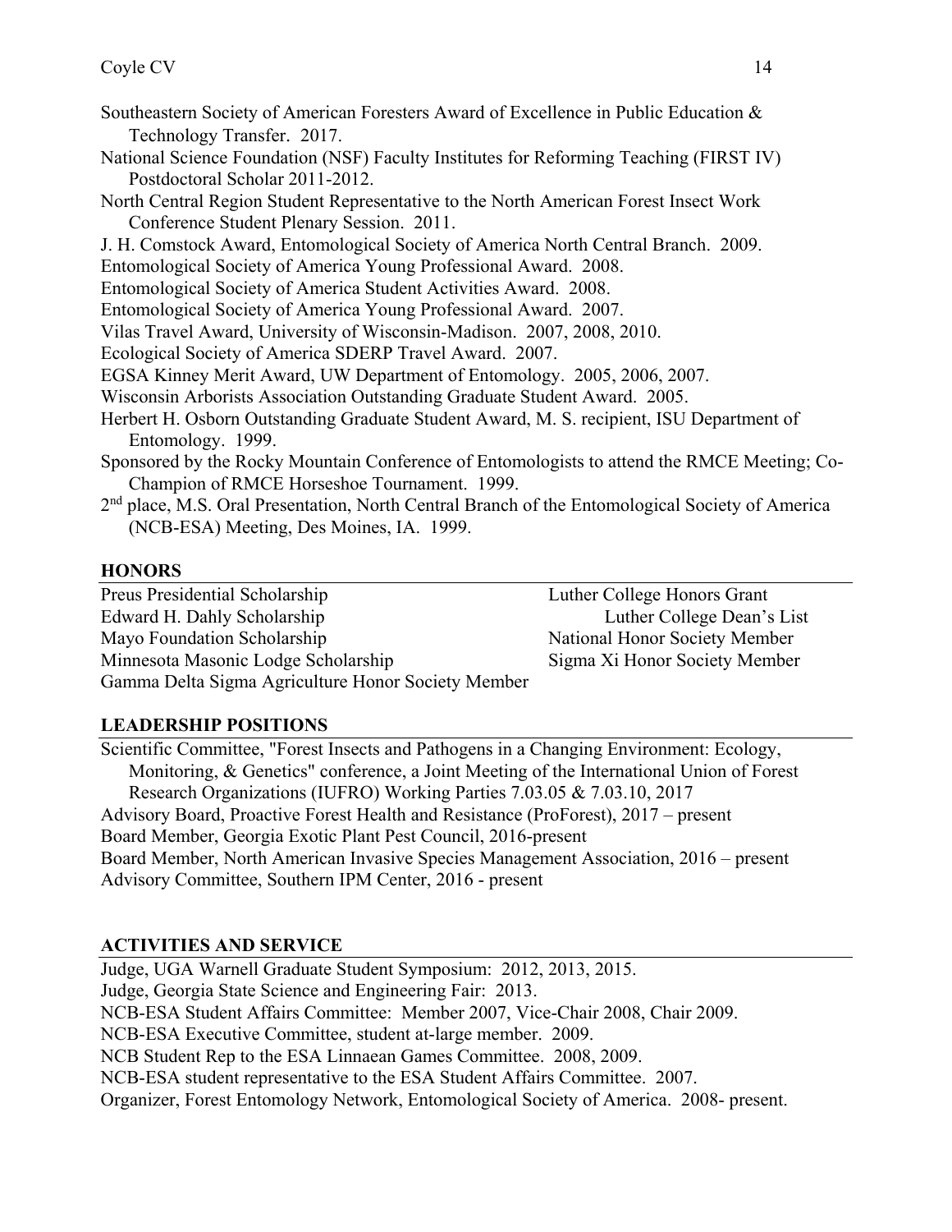Southeastern Society of American Foresters Award of Excellence in Public Education & Technology Transfer. 2017.

National Science Foundation (NSF) Faculty Institutes for Reforming Teaching (FIRST IV) Postdoctoral Scholar 2011-2012.

North Central Region Student Representative to the North American Forest Insect Work Conference Student Plenary Session. 2011.

J. H. Comstock Award, Entomological Society of America North Central Branch. 2009.

Entomological Society of America Young Professional Award. 2008.

Entomological Society of America Student Activities Award. 2008.

Entomological Society of America Young Professional Award. 2007.

Vilas Travel Award, University of Wisconsin-Madison. 2007, 2008, 2010.

Ecological Society of America SDERP Travel Award. 2007.

EGSA Kinney Merit Award, UW Department of Entomology. 2005, 2006, 2007.

Wisconsin Arborists Association Outstanding Graduate Student Award. 2005.

Herbert H. Osborn Outstanding Graduate Student Award, M. S. recipient, ISU Department of Entomology. 1999.

Sponsored by the Rocky Mountain Conference of Entomologists to attend the RMCE Meeting; Co-Champion of RMCE Horseshoe Tournament. 1999.

2nd place, M.S. Oral Presentation, North Central Branch of the Entomological Society of America (NCB-ESA) Meeting, Des Moines, IA. 1999.

## HONORS

Preus Presidential Scholarship

Edward H. Dahly Scholarship

Mayo Foundation Scholarship

Minnesota Masonic Lodge Scholarship

Gamma Delta Sigma Agriculture Honor Society Member

Luther College Honors Grant

Luther College Dean's List

National Honor Society Member

Sigma Xi Honor Society Member

## LEADERSHIP POSITIONS

Scientific Committee, "Forest Insects and Pathogens in a Changing Environment: Ecology, Monitoring, & Genetics" conference, a Joint Meeting of the International Union of Forest Research Organizations (IUFRO) Working Parties 7.03.05 & 7.03.10, 2017

Advisory Board, Proactive Forest Health and Resistance (ProForest), 2017 – present

Board Member, Georgia Exotic Plant Pest Council, 2016-present

Board Member, North American Invasive Species Management Association, 2016 – present

Advisory Committee, Southern IPM Center, 2016 - present

## ACTIVITIES AND SERVICE

Judge, UGA Warnell Graduate Student Symposium: 2012, 2013, 2015.

Judge, Georgia State Science and Engineering Fair: 2013.

NCB-ESA Student Affairs Committee: Member 2007, Vice-Chair 2008, Chair 2009.

NCB-ESA Executive Committee, student at-large member. 2009.

NCB Student Rep to the ESA Linnaean Games Committee. 2008, 2009.

NCB-ESA student representative to the ESA Student Affairs Committee. 2007.

Organizer, Forest Entomology Network, Entomological Society of America. 2008- present.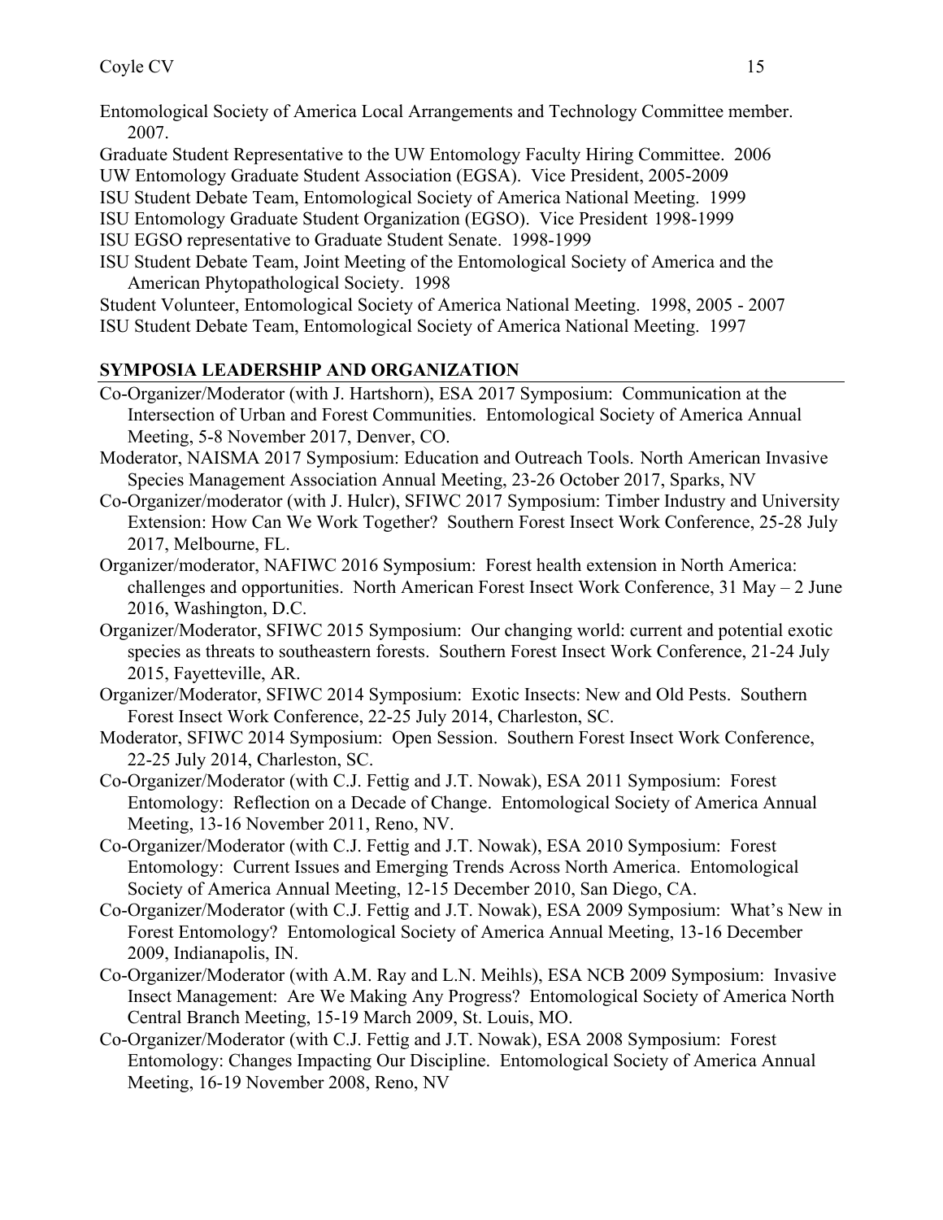Entomological Society of America Local Arrangements and Technology Committee member. 2007.

Graduate Student Representative to the UW Entomology Faculty Hiring Committee. 2006

UW Entomology Graduate Student Association (EGSA). Vice President, 2005-2009

ISU Student Debate Team, Entomological Society of America National Meeting. 1999

ISU Entomology Graduate Student Organization (EGSO). Vice President 1998-1999

ISU EGSO representative to Graduate Student Senate. 1998-1999

ISU Student Debate Team, Joint Meeting of the Entomological Society of America and the American Phytopathological Society. 1998

Student Volunteer, Entomological Society of America National Meeting. 1998, 2005 - 2007

ISU Student Debate Team, Entomological Society of America National Meeting. 1997

## SYMPOSIA LEADERSHIP AND ORGANIZATION

Co-Organizer/Moderator (with J. Hartshorn), ESA 2017 Symposium: Communication at the Intersection of Urban and Forest Communities. Entomological Society of America Annual Meeting, 5-8 November 2017, Denver, CO.

Moderator, NAISMA 2017 Symposium: Education and Outreach Tools. North American Invasive Species Management Association Annual Meeting, 23-26 October 2017, Sparks, NV

Co-Organizer/moderator (with J. Hulcr), SFIWC 2017 Symposium: Timber Industry and University Extension: How Can We Work Together? Southern Forest Insect Work Conference, 25-28 July 2017, Melbourne, FL.

Organizer/moderator, NAFIWC 2016 Symposium: Forest health extension in North America: challenges and opportunities. North American Forest Insect Work Conference, 31 May – 2 June 2016, Washington, D.C.

Organizer/Moderator, SFIWC 2015 Symposium: Our changing world: current and potential exotic species as threats to southeastern forests. Southern Forest Insect Work Conference, 21-24 July 2015, Fayetteville, AR.

Organizer/Moderator, SFIWC 2014 Symposium: Exotic Insects: New and Old Pests. Southern Forest Insect Work Conference, 22-25 July 2014, Charleston, SC.

Moderator, SFIWC 2014 Symposium: Open Session. Southern Forest Insect Work Conference, 22-25 July 2014, Charleston, SC.

Co-Organizer/Moderator (with C.J. Fettig and J.T. Nowak), ESA 2011 Symposium: Forest Entomology: Reflection on a Decade of Change. Entomological Society of America Annual Meeting, 13-16 November 2011, Reno, NV.

Co-Organizer/Moderator (with C.J. Fettig and J.T. Nowak), ESA 2010 Symposium: Forest Entomology: Current Issues and Emerging Trends Across North America. Entomological Society of America Annual Meeting, 12-15 December 2010, San Diego, CA.

Co-Organizer/Moderator (with C.J. Fettig and J.T. Nowak), ESA 2009 Symposium: What's New in Forest Entomology? Entomological Society of America Annual Meeting, 13-16 December 2009, Indianapolis, IN.

Co-Organizer/Moderator (with A.M. Ray and L.N. Meihls), ESA NCB 2009 Symposium: Invasive Insect Management: Are We Making Any Progress? Entomological Society of America North Central Branch Meeting, 15-19 March 2009, St. Louis, MO.

Co-Organizer/Moderator (with C.J. Fettig and J.T. Nowak), ESA 2008 Symposium: Forest Entomology: Changes Impacting Our Discipline. Entomological Society of America Annual Meeting, 16-19 November 2008, Reno, NV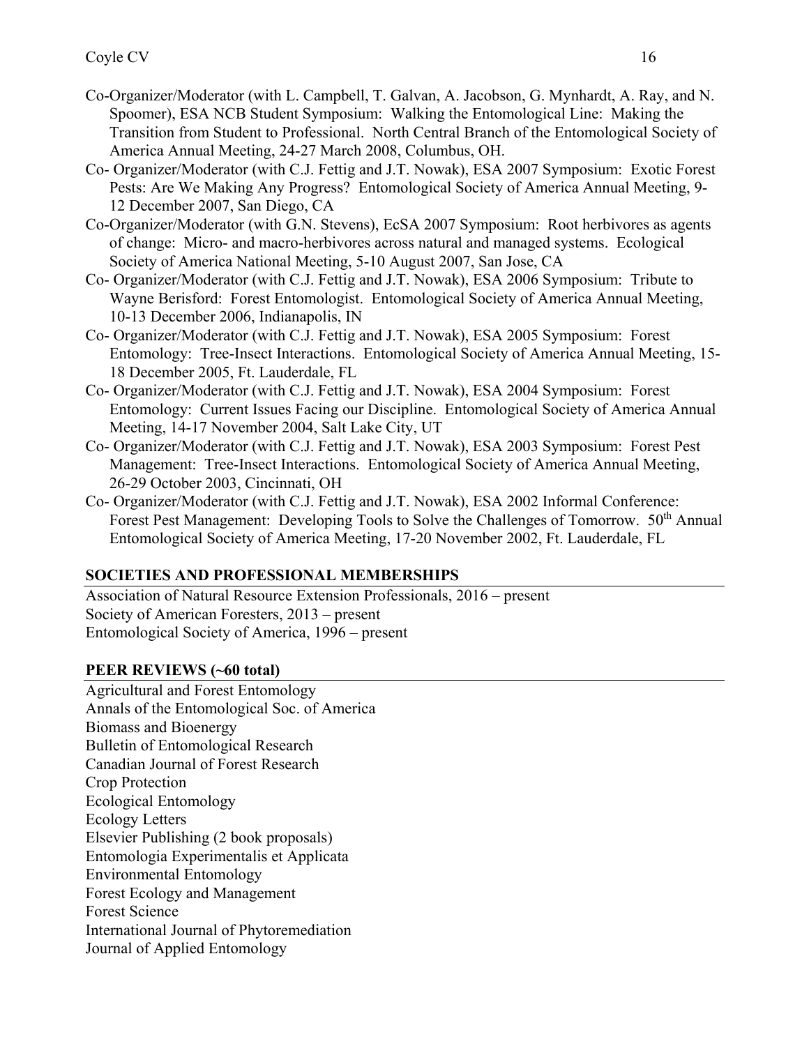- Co-Organizer/Moderator (with L. Campbell, T. Galvan, A. Jacobson, G. Mynhardt, A. Ray, and N. Spoomer), ESA NCB Student Symposium: Walking the Entomological Line: Making the Transition from Student to Professional. North Central Branch of the Entomological Society of America Annual Meeting, 24-27 March 2008, Columbus, OH.
- Co- Organizer/Moderator (with C.J. Fettig and J.T. Nowak), ESA 2007 Symposium: Exotic Forest Pests: Are We Making Any Progress? Entomological Society of America Annual Meeting, 9-12 December 2007, San Diego, CA
- Co-Organizer/Moderator (with G.N. Stevens), EcSA 2007 Symposium: Root herbivores as agents of change: Micro- and macro-herbivores across natural and managed systems. Ecological Society of America National Meeting, 5-10 August 2007, San Jose, CA
- Co- Organizer/Moderator (with C.J. Fettig and J.T. Nowak), ESA 2006 Symposium: Tribute to Wayne Berisford: Forest Entomologist. Entomological Society of America Annual Meeting, 10-13 December 2006, Indianapolis, IN
- Co- Organizer/Moderator (with C.J. Fettig and J.T. Nowak), ESA 2005 Symposium: Forest Entomology: Tree-Insect Interactions. Entomological Society of America Annual Meeting, 15-18 December 2005, Ft. Lauderdale, FL
- Co- Organizer/Moderator (with C.J. Fettig and J.T. Nowak), ESA 2004 Symposium: Forest Entomology: Current Issues Facing our Discipline. Entomological Society of America Annual Meeting, 14-17 November 2004, Salt Lake City, UT
- Co- Organizer/Moderator (with C.J. Fettig and J.T. Nowak), ESA 2003 Symposium: Forest Pest Management: Tree-Insect Interactions. Entomological Society of America Annual Meeting, 26-29 October 2003, Cincinnati, OH
- Co- Organizer/Moderator (with C.J. Fettig and J.T. Nowak), ESA 2002 Informal Conference: Forest Pest Management: Developing Tools to Solve the Challenges of Tomorrow. 50th Annual Entomological Society of America Meeting, 17-20 November 2002, Ft. Lauderdale, FL

## SOCIETIES AND PROFESSIONAL MEMBERSHIPS

Association of Natural Resource Extension Professionals, 2016 – present
Society of American Foresters, 2013 – present
Entomological Society of America, 1996 – present

## PEER REVIEWS (~60 total)

Agricultural and Forest Entomology
Annals of the Entomological Soc. of America
Biomass and Bioenergy
Bulletin of Entomological Research
Canadian Journal of Forest Research
Crop Protection
Ecological Entomology
Ecology Letters
Elsevier Publishing (2 book proposals)
Entomologia Experimentalis et Applicata
Environmental Entomology
Forest Ecology and Management
Forest Science
International Journal of Phytoremediation
Journal of Applied Entomology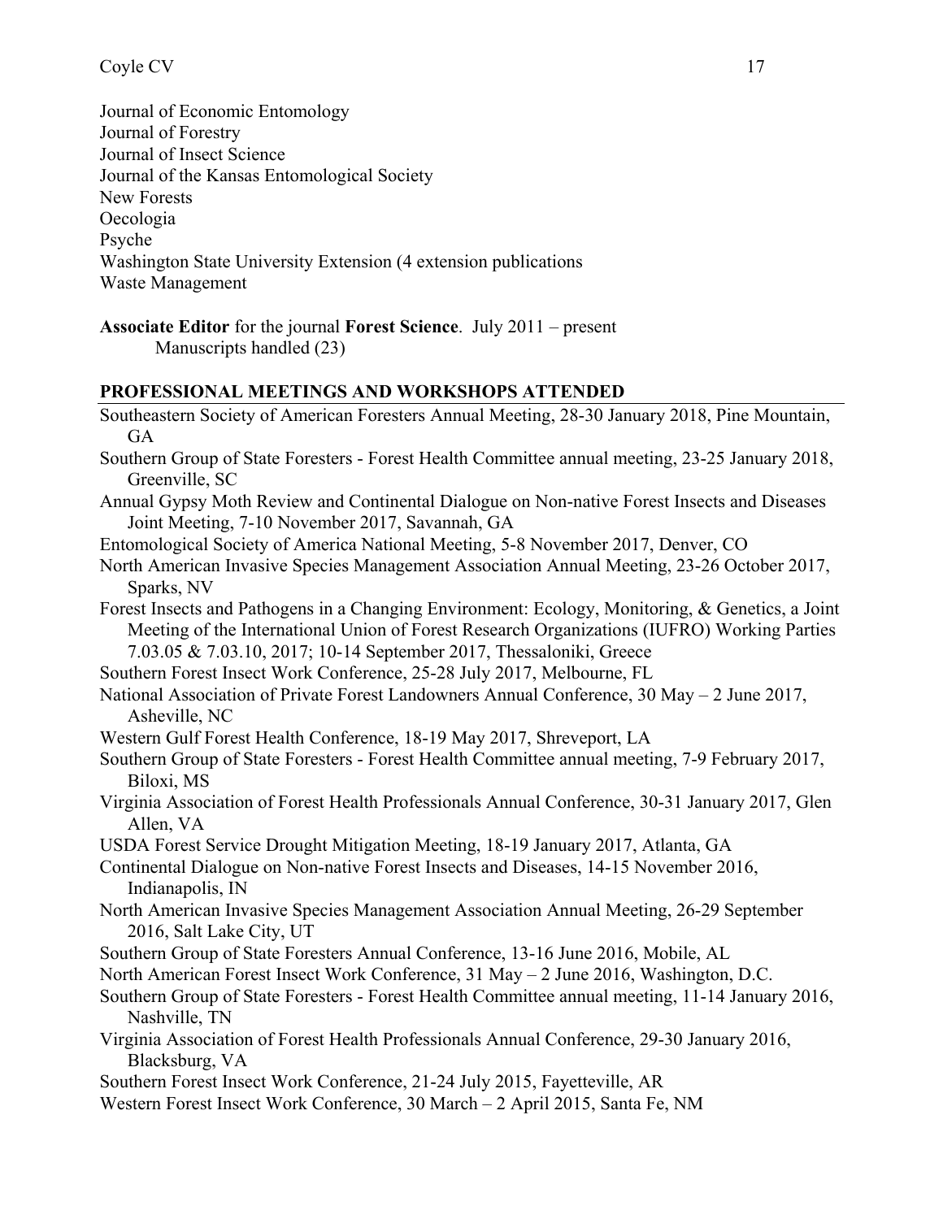Journal of Economic Entomology
Journal of Forestry
Journal of Insect Science
Journal of the Kansas Entomological Society
New Forests
Oecologia
Psyche
Washington State University Extension (4 extension publications
Waste Management

**Associate Editor** for the journal **Forest Science**. July 2011 – present
Manuscripts handled (23)

## PROFESSIONAL MEETINGS AND WORKSHOPS ATTENDED

Southeastern Society of American Foresters Annual Meeting, 28-30 January 2018, Pine Mountain, GA

Southern Group of State Foresters - Forest Health Committee annual meeting, 23-25 January 2018, Greenville, SC

Annual Gypsy Moth Review and Continental Dialogue on Non-native Forest Insects and Diseases Joint Meeting, 7-10 November 2017, Savannah, GA

Entomological Society of America National Meeting, 5-8 November 2017, Denver, CO

North American Invasive Species Management Association Annual Meeting, 23-26 October 2017, Sparks, NV

Forest Insects and Pathogens in a Changing Environment: Ecology, Monitoring, & Genetics, a Joint Meeting of the International Union of Forest Research Organizations (IUFRO) Working Parties 7.03.05 & 7.03.10, 2017; 10-14 September 2017, Thessaloniki, Greece

Southern Forest Insect Work Conference, 25-28 July 2017, Melbourne, FL

National Association of Private Forest Landowners Annual Conference, 30 May – 2 June 2017, Asheville, NC

Western Gulf Forest Health Conference, 18-19 May 2017, Shreveport, LA

Southern Group of State Foresters - Forest Health Committee annual meeting, 7-9 February 2017, Biloxi, MS

Virginia Association of Forest Health Professionals Annual Conference, 30-31 January 2017, Glen Allen, VA

USDA Forest Service Drought Mitigation Meeting, 18-19 January 2017, Atlanta, GA

Continental Dialogue on Non-native Forest Insects and Diseases, 14-15 November 2016, Indianapolis, IN

North American Invasive Species Management Association Annual Meeting, 26-29 September 2016, Salt Lake City, UT

Southern Group of State Foresters Annual Conference, 13-16 June 2016, Mobile, AL

North American Forest Insect Work Conference, 31 May – 2 June 2016, Washington, D.C.

Southern Group of State Foresters - Forest Health Committee annual meeting, 11-14 January 2016, Nashville, TN

Virginia Association of Forest Health Professionals Annual Conference, 29-30 January 2016, Blacksburg, VA

Southern Forest Insect Work Conference, 21-24 July 2015, Fayetteville, AR

Western Forest Insect Work Conference, 30 March – 2 April 2015, Santa Fe, NM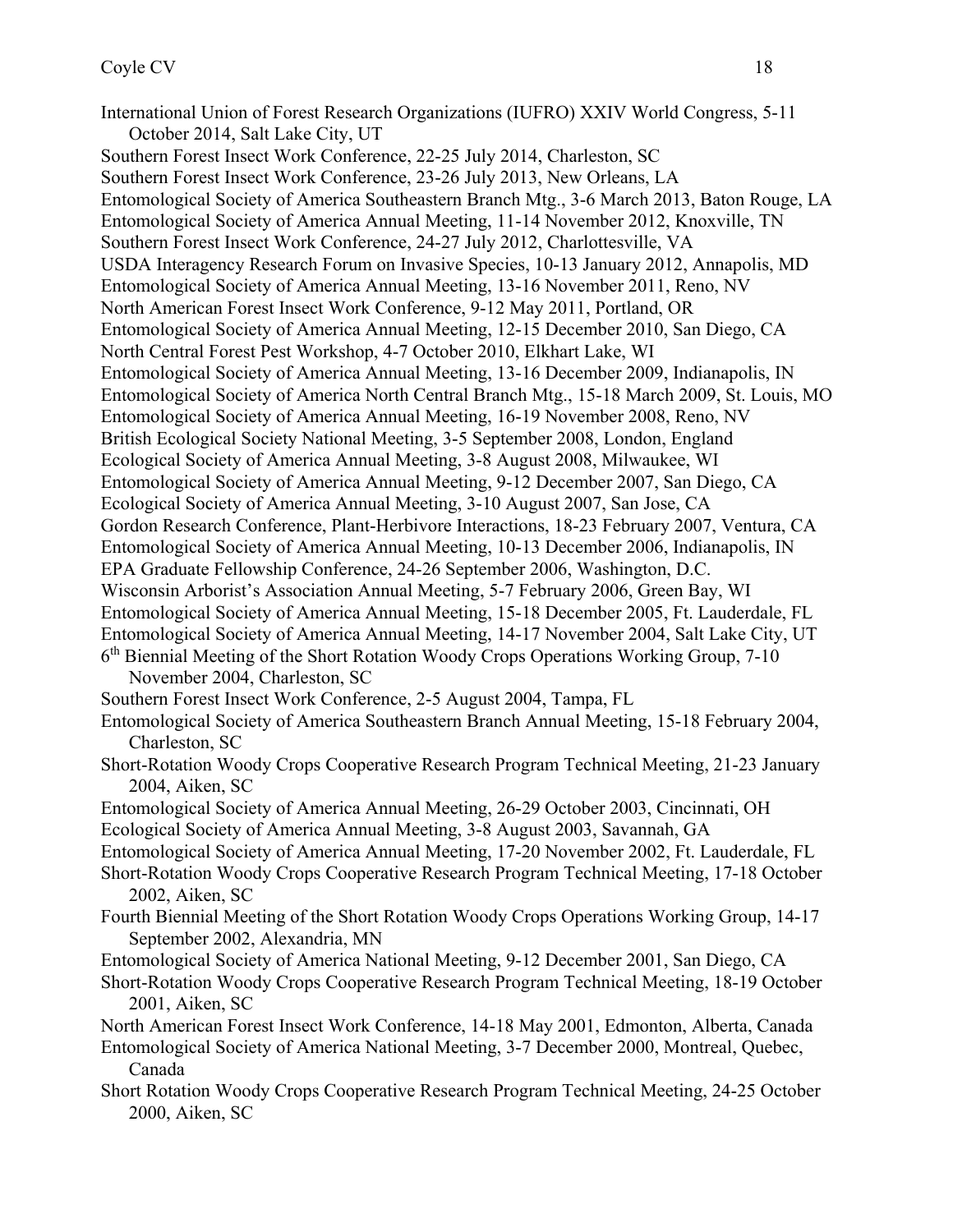International Union of Forest Research Organizations (IUFRO) XXIV World Congress, 5-11 October 2014, Salt Lake City, UT

Southern Forest Insect Work Conference, 22-25 July 2014, Charleston, SC

Southern Forest Insect Work Conference, 23-26 July 2013, New Orleans, LA

Entomological Society of America Southeastern Branch Mtg., 3-6 March 2013, Baton Rouge, LA

Entomological Society of America Annual Meeting, 11-14 November 2012, Knoxville, TN

Southern Forest Insect Work Conference, 24-27 July 2012, Charlottesville, VA

USDA Interagency Research Forum on Invasive Species, 10-13 January 2012, Annapolis, MD

Entomological Society of America Annual Meeting, 13-16 November 2011, Reno, NV

North American Forest Insect Work Conference, 9-12 May 2011, Portland, OR

Entomological Society of America Annual Meeting, 12-15 December 2010, San Diego, CA

North Central Forest Pest Workshop, 4-7 October 2010, Elkhart Lake, WI

Entomological Society of America Annual Meeting, 13-16 December 2009, Indianapolis, IN

Entomological Society of America North Central Branch Mtg., 15-18 March 2009, St. Louis, MO

Entomological Society of America Annual Meeting, 16-19 November 2008, Reno, NV

British Ecological Society National Meeting, 3-5 September 2008, London, England

Ecological Society of America Annual Meeting, 3-8 August 2008, Milwaukee, WI

Entomological Society of America Annual Meeting, 9-12 December 2007, San Diego, CA

Ecological Society of America Annual Meeting, 3-10 August 2007, San Jose, CA

Gordon Research Conference, Plant-Herbivore Interactions, 18-23 February 2007, Ventura, CA

Entomological Society of America Annual Meeting, 10-13 December 2006, Indianapolis, IN

EPA Graduate Fellowship Conference, 24-26 September 2006, Washington, D.C.

Wisconsin Arborist's Association Annual Meeting, 5-7 February 2006, Green Bay, WI

Entomological Society of America Annual Meeting, 15-18 December 2005, Ft. Lauderdale, FL

Entomological Society of America Annual Meeting, 14-17 November 2004, Salt Lake City, UT

6th Biennial Meeting of the Short Rotation Woody Crops Operations Working Group, 7-10 November 2004, Charleston, SC

Southern Forest Insect Work Conference, 2-5 August 2004, Tampa, FL

Entomological Society of America Southeastern Branch Annual Meeting, 15-18 February 2004, Charleston, SC

Short-Rotation Woody Crops Cooperative Research Program Technical Meeting, 21-23 January 2004, Aiken, SC

Entomological Society of America Annual Meeting, 26-29 October 2003, Cincinnati, OH

Ecological Society of America Annual Meeting, 3-8 August 2003, Savannah, GA

Entomological Society of America Annual Meeting, 17-20 November 2002, Ft. Lauderdale, FL

Short-Rotation Woody Crops Cooperative Research Program Technical Meeting, 17-18 October 2002, Aiken, SC

Fourth Biennial Meeting of the Short Rotation Woody Crops Operations Working Group, 14-17 September 2002, Alexandria, MN

Entomological Society of America National Meeting, 9-12 December 2001, San Diego, CA

Short-Rotation Woody Crops Cooperative Research Program Technical Meeting, 18-19 October 2001, Aiken, SC

North American Forest Insect Work Conference, 14-18 May 2001, Edmonton, Alberta, Canada

Entomological Society of America National Meeting, 3-7 December 2000, Montreal, Quebec, Canada

Short Rotation Woody Crops Cooperative Research Program Technical Meeting, 24-25 October 2000, Aiken, SC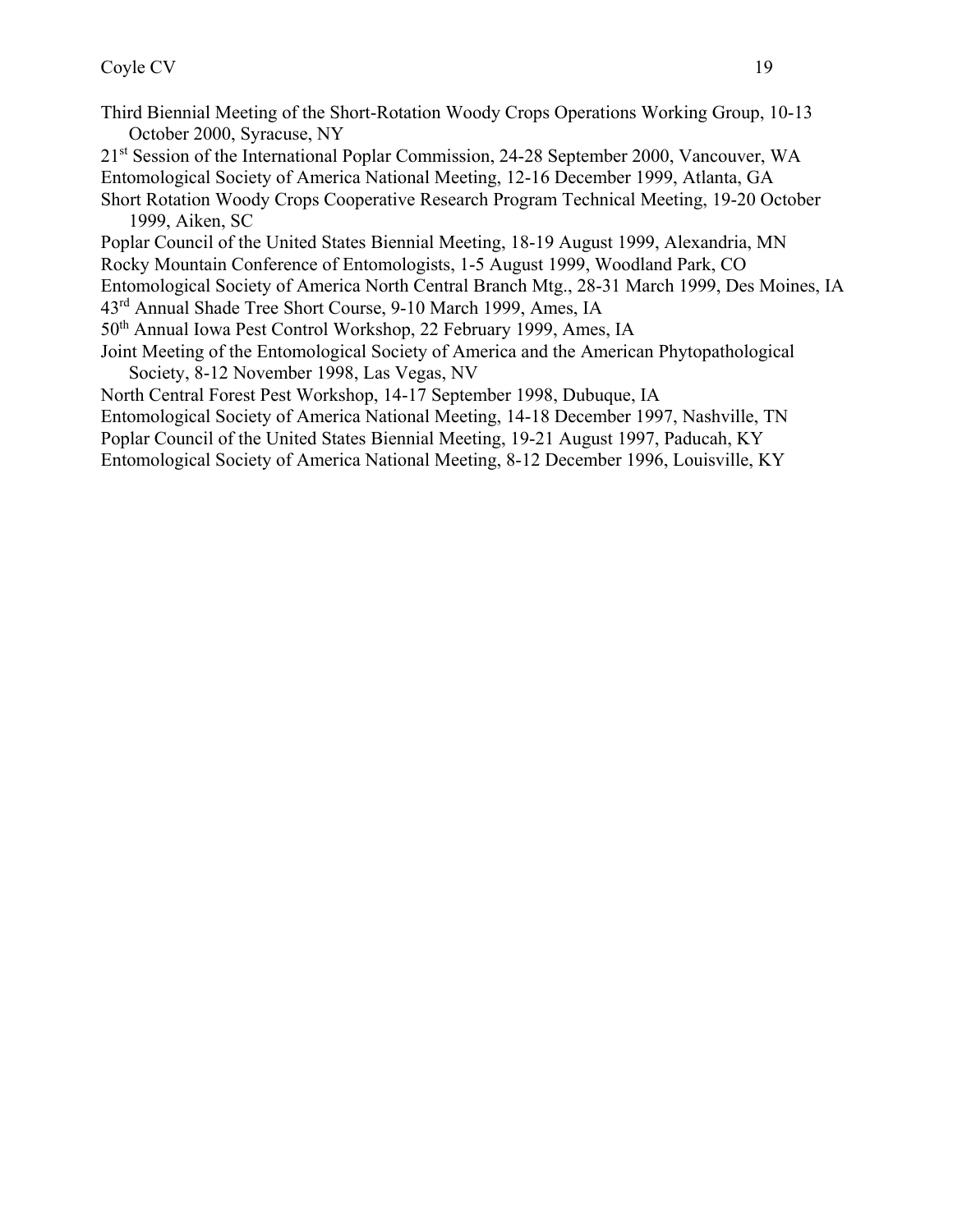Third Biennial Meeting of the Short-Rotation Woody Crops Operations Working Group, 10-13 October 2000, Syracuse, NY

21st Session of the International Poplar Commission, 24-28 September 2000, Vancouver, WA

Entomological Society of America National Meeting, 12-16 December 1999, Atlanta, GA

Short Rotation Woody Crops Cooperative Research Program Technical Meeting, 19-20 October 1999, Aiken, SC

Poplar Council of the United States Biennial Meeting, 18-19 August 1999, Alexandria, MN

Rocky Mountain Conference of Entomologists, 1-5 August 1999, Woodland Park, CO

Entomological Society of America North Central Branch Mtg., 28-31 March 1999, Des Moines, IA

43rd Annual Shade Tree Short Course, 9-10 March 1999, Ames, IA

50th Annual Iowa Pest Control Workshop, 22 February 1999, Ames, IA

Joint Meeting of the Entomological Society of America and the American Phytopathological Society, 8-12 November 1998, Las Vegas, NV

North Central Forest Pest Workshop, 14-17 September 1998, Dubuque, IA

Entomological Society of America National Meeting, 14-18 December 1997, Nashville, TN

Poplar Council of the United States Biennial Meeting, 19-21 August 1997, Paducah, KY

Entomological Society of America National Meeting, 8-12 December 1996, Louisville, KY